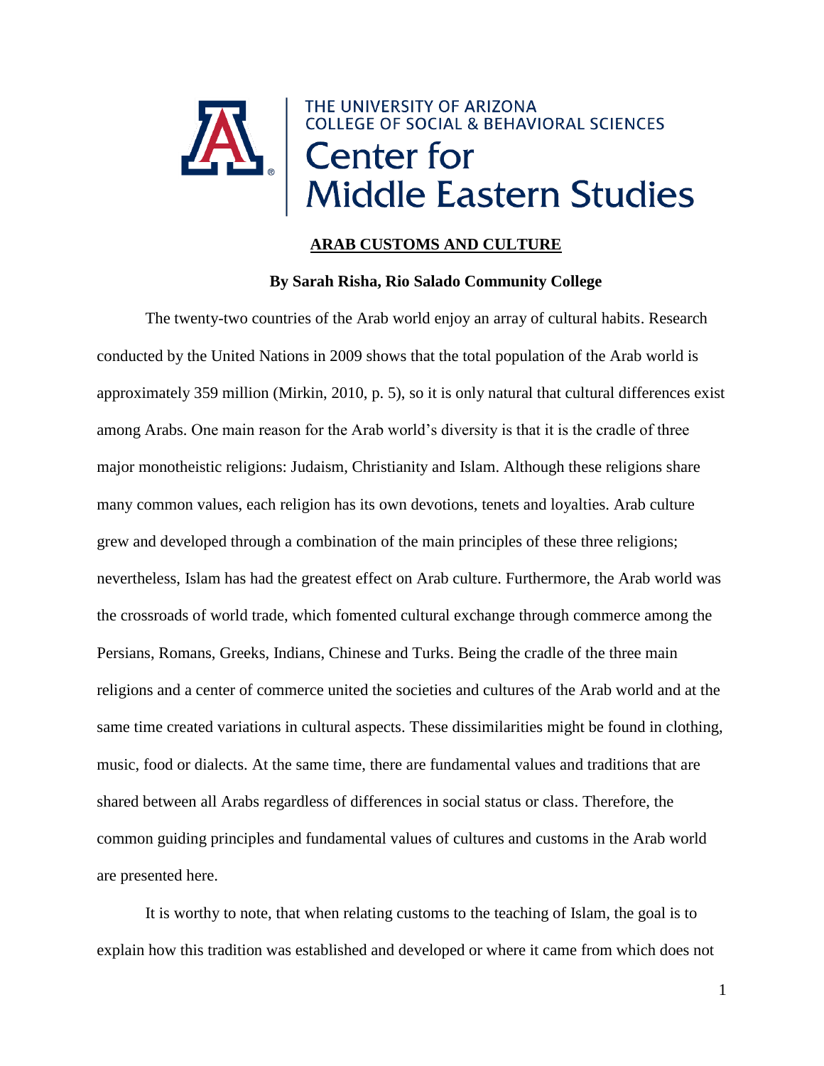THE UNIVERSITY OF ARIZONA
COLLEGE OF SOCIAL & BEHAVIORAL SCIENCES
Center for
Middle Eastern Studies

# ARAB CUSTOMS AND CULTURE

**By Sarah Risha, Rio Salado Community College**

The twenty-two countries of the Arab world enjoy an array of cultural habits. Research conducted by the United Nations in 2009 shows that the total population of the Arab world is approximately 359 million (Mirkin, 2010, p. 5), so it is only natural that cultural differences exist among Arabs. One main reason for the Arab world's diversity is that it is the cradle of three major monotheistic religions: Judaism, Christianity and Islam. Although these religions share many common values, each religion has its own devotions, tenets and loyalties. Arab culture grew and developed through a combination of the main principles of these three religions; nevertheless, Islam has had the greatest effect on Arab culture. Furthermore, the Arab world was the crossroads of world trade, which fomented cultural exchange through commerce among the Persians, Romans, Greeks, Indians, Chinese and Turks. Being the cradle of the three main religions and a center of commerce united the societies and cultures of the Arab world and at the same time created variations in cultural aspects. These dissimilarities might be found in clothing, music, food or dialects. At the same time, there are fundamental values and traditions that are shared between all Arabs regardless of differences in social status or class. Therefore, the common guiding principles and fundamental values of cultures and customs in the Arab world are presented here.

It is worthy to note, that when relating customs to the teaching of Islam, the goal is to explain how this tradition was established and developed or where it came from which does not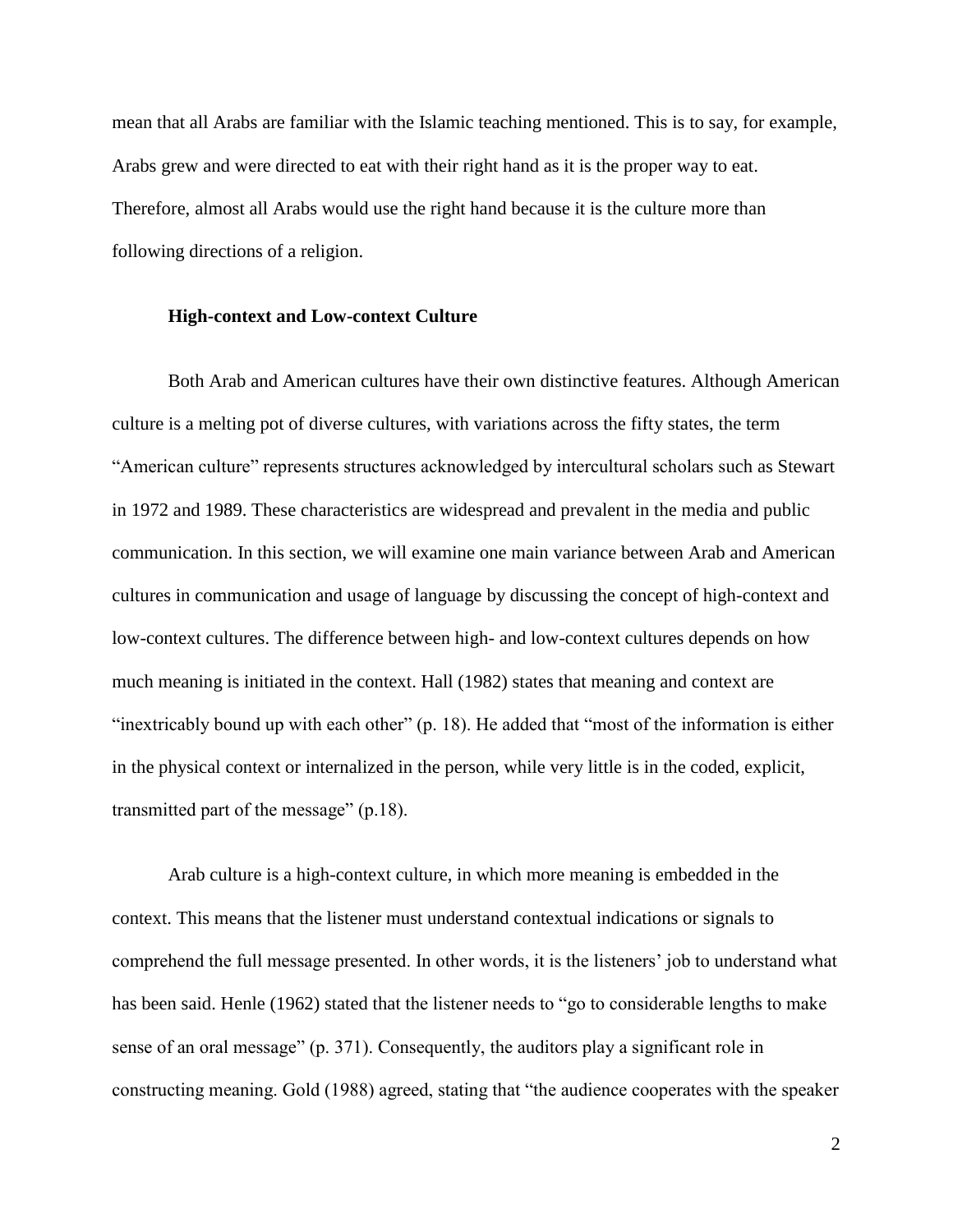mean that all Arabs are familiar with the Islamic teaching mentioned. This is to say, for example, Arabs grew and were directed to eat with their right hand as it is the proper way to eat. Therefore, almost all Arabs would use the right hand because it is the culture more than following directions of a religion.

### High-context and Low-context Culture

Both Arab and American cultures have their own distinctive features. Although American culture is a melting pot of diverse cultures, with variations across the fifty states, the term "American culture" represents structures acknowledged by intercultural scholars such as Stewart in 1972 and 1989. These characteristics are widespread and prevalent in the media and public communication. In this section, we will examine one main variance between Arab and American cultures in communication and usage of language by discussing the concept of high-context and low-context cultures. The difference between high- and low-context cultures depends on how much meaning is initiated in the context. Hall (1982) states that meaning and context are "inextricably bound up with each other" (p. 18). He added that "most of the information is either in the physical context or internalized in the person, while very little is in the coded, explicit, transmitted part of the message" (p.18).

Arab culture is a high-context culture, in which more meaning is embedded in the context. This means that the listener must understand contextual indications or signals to comprehend the full message presented. In other words, it is the listeners' job to understand what has been said. Henle (1962) stated that the listener needs to "go to considerable lengths to make sense of an oral message" (p. 371). Consequently, the auditors play a significant role in constructing meaning. Gold (1988) agreed, stating that "the audience cooperates with the speaker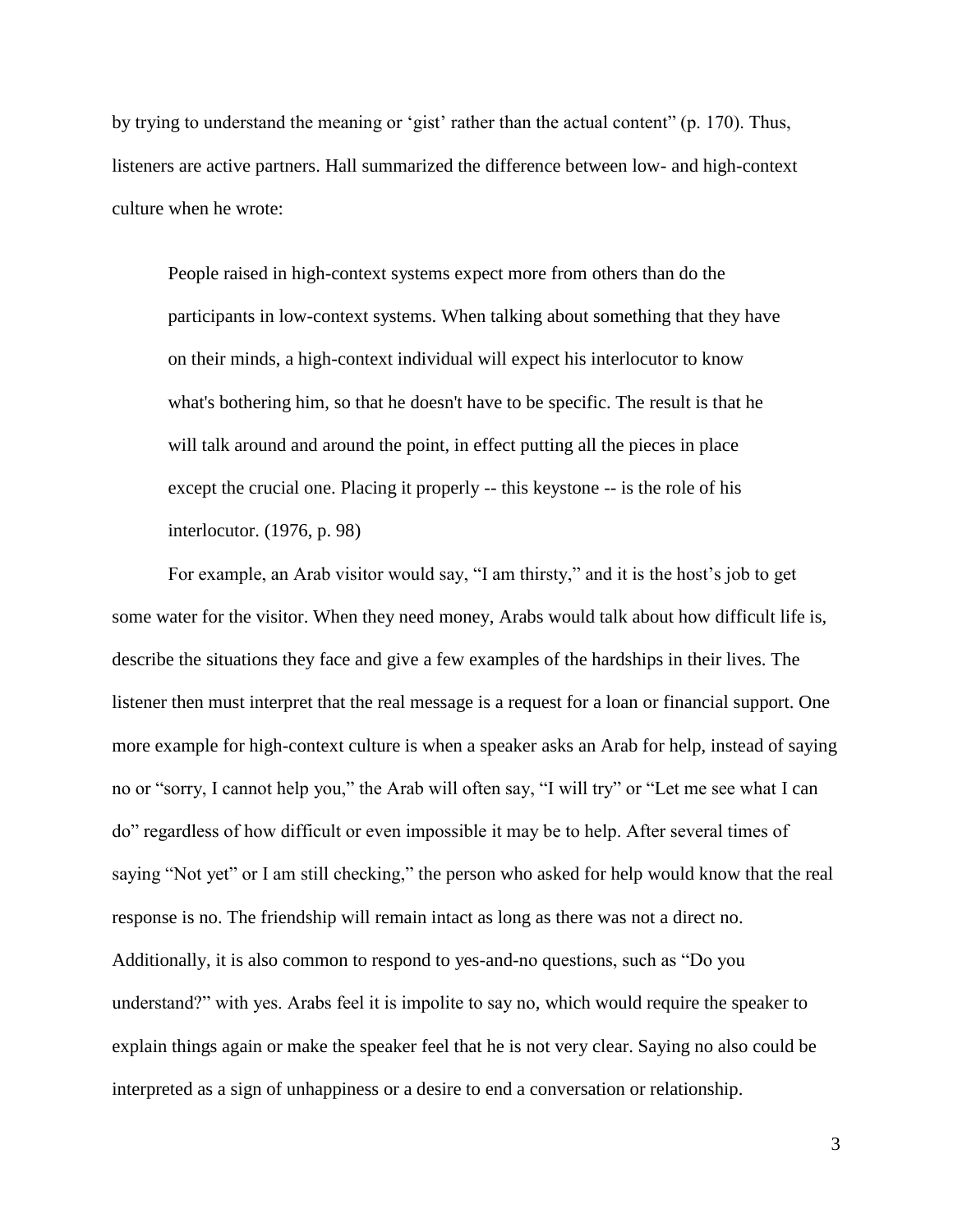by trying to understand the meaning or 'gist' rather than the actual content" (p. 170). Thus, listeners are active partners. Hall summarized the difference between low- and high-context culture when he wrote:

> People raised in high-context systems expect more from others than do the participants in low-context systems. When talking about something that they have on their minds, a high-context individual will expect his interlocutor to know what's bothering him, so that he doesn't have to be specific. The result is that he will talk around and around the point, in effect putting all the pieces in place except the crucial one. Placing it properly -- this keystone -- is the role of his interlocutor. (1976, p. 98)

For example, an Arab visitor would say, "I am thirsty," and it is the host's job to get some water for the visitor. When they need money, Arabs would talk about how difficult life is, describe the situations they face and give a few examples of the hardships in their lives. The listener then must interpret that the real message is a request for a loan or financial support. One more example for high-context culture is when a speaker asks an Arab for help, instead of saying no or "sorry, I cannot help you," the Arab will often say, "I will try" or "Let me see what I can do" regardless of how difficult or even impossible it may be to help. After several times of saying "Not yet" or I am still checking," the person who asked for help would know that the real response is no. The friendship will remain intact as long as there was not a direct no. Additionally, it is also common to respond to yes-and-no questions, such as "Do you understand?" with yes. Arabs feel it is impolite to say no, which would require the speaker to explain things again or make the speaker feel that he is not very clear. Saying no also could be interpreted as a sign of unhappiness or a desire to end a conversation or relationship.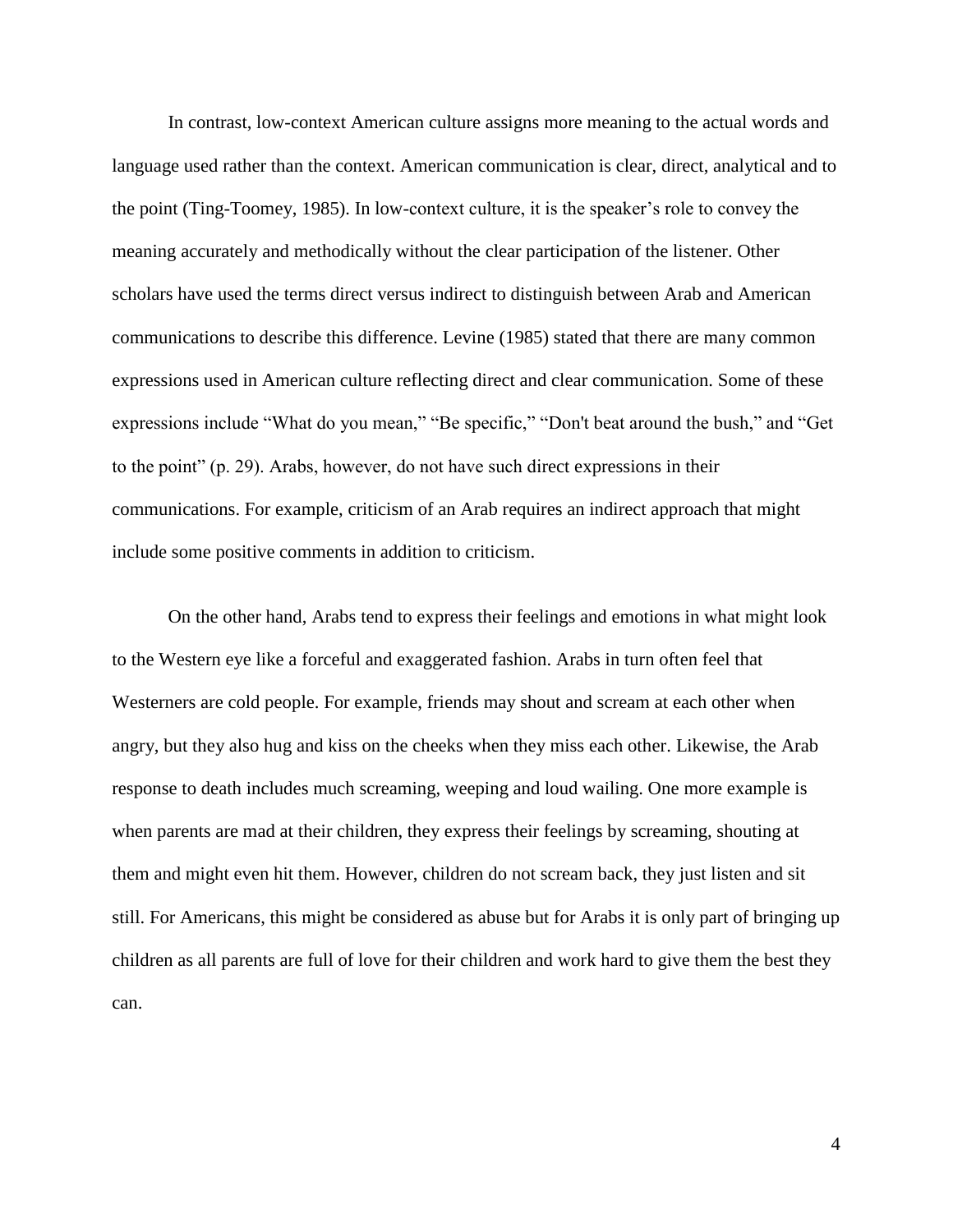In contrast, low-context American culture assigns more meaning to the actual words and language used rather than the context. American communication is clear, direct, analytical and to the point (Ting-Toomey, 1985). In low-context culture, it is the speaker's role to convey the meaning accurately and methodically without the clear participation of the listener. Other scholars have used the terms direct versus indirect to distinguish between Arab and American communications to describe this difference. Levine (1985) stated that there are many common expressions used in American culture reflecting direct and clear communication. Some of these expressions include "What do you mean," "Be specific," "Don't beat around the bush," and "Get to the point" (p. 29). Arabs, however, do not have such direct expressions in their communications. For example, criticism of an Arab requires an indirect approach that might include some positive comments in addition to criticism.

On the other hand, Arabs tend to express their feelings and emotions in what might look to the Western eye like a forceful and exaggerated fashion. Arabs in turn often feel that Westerners are cold people. For example, friends may shout and scream at each other when angry, but they also hug and kiss on the cheeks when they miss each other. Likewise, the Arab response to death includes much screaming, weeping and loud wailing. One more example is when parents are mad at their children, they express their feelings by screaming, shouting at them and might even hit them. However, children do not scream back, they just listen and sit still. For Americans, this might be considered as abuse but for Arabs it is only part of bringing up children as all parents are full of love for their children and work hard to give them the best they can.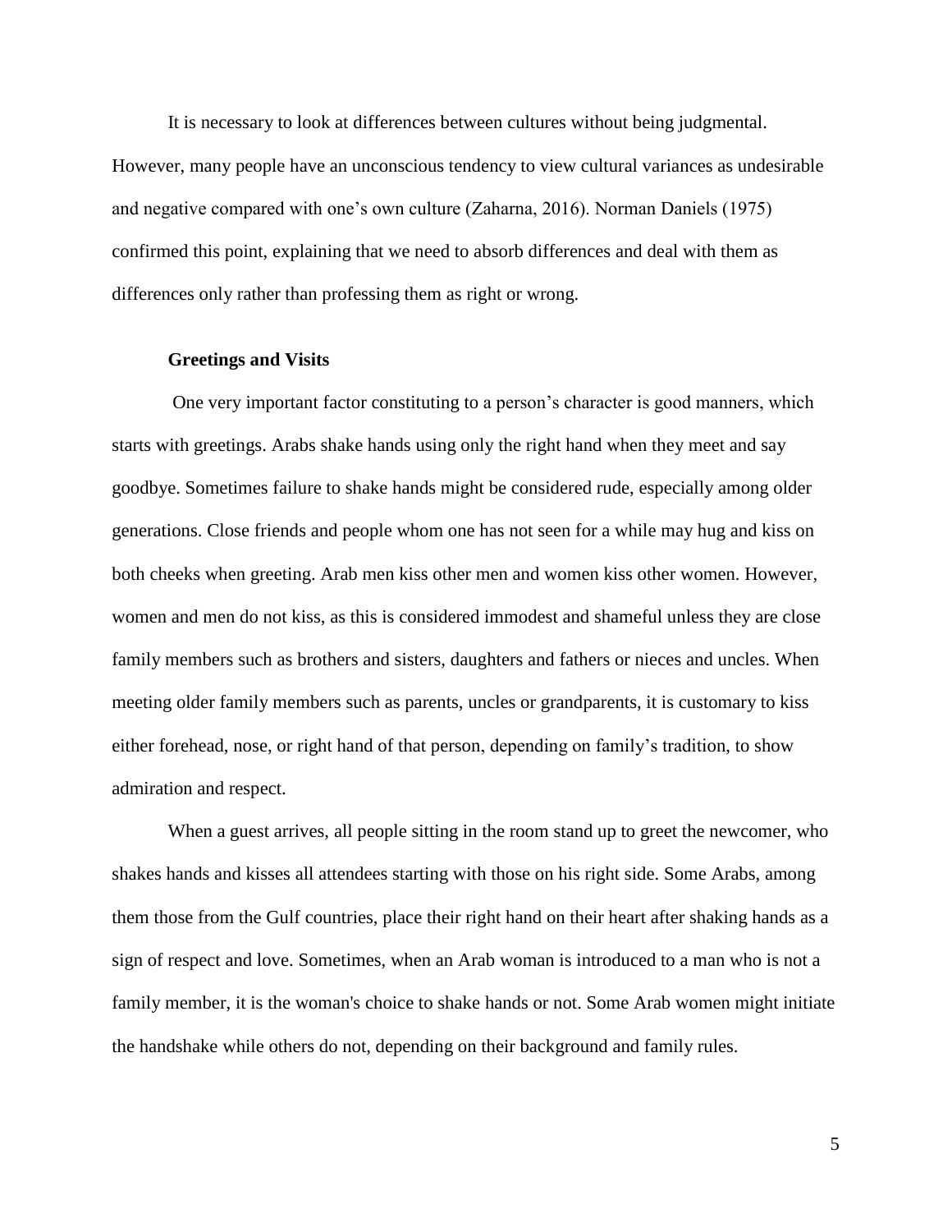It is necessary to look at differences between cultures without being judgmental. However, many people have an unconscious tendency to view cultural variances as undesirable and negative compared with one's own culture (Zaharna, 2016). Norman Daniels (1975) confirmed this point, explaining that we need to absorb differences and deal with them as differences only rather than professing them as right or wrong.

**Greetings and Visits**

One very important factor constituting to a person's character is good manners, which starts with greetings. Arabs shake hands using only the right hand when they meet and say goodbye. Sometimes failure to shake hands might be considered rude, especially among older generations. Close friends and people whom one has not seen for a while may hug and kiss on both cheeks when greeting. Arab men kiss other men and women kiss other women. However, women and men do not kiss, as this is considered immodest and shameful unless they are close family members such as brothers and sisters, daughters and fathers or nieces and uncles. When meeting older family members such as parents, uncles or grandparents, it is customary to kiss either forehead, nose, or right hand of that person, depending on family's tradition, to show admiration and respect.

When a guest arrives, all people sitting in the room stand up to greet the newcomer, who shakes hands and kisses all attendees starting with those on his right side. Some Arabs, among them those from the Gulf countries, place their right hand on their heart after shaking hands as a sign of respect and love. Sometimes, when an Arab woman is introduced to a man who is not a family member, it is the woman's choice to shake hands or not. Some Arab women might initiate the handshake while others do not, depending on their background and family rules.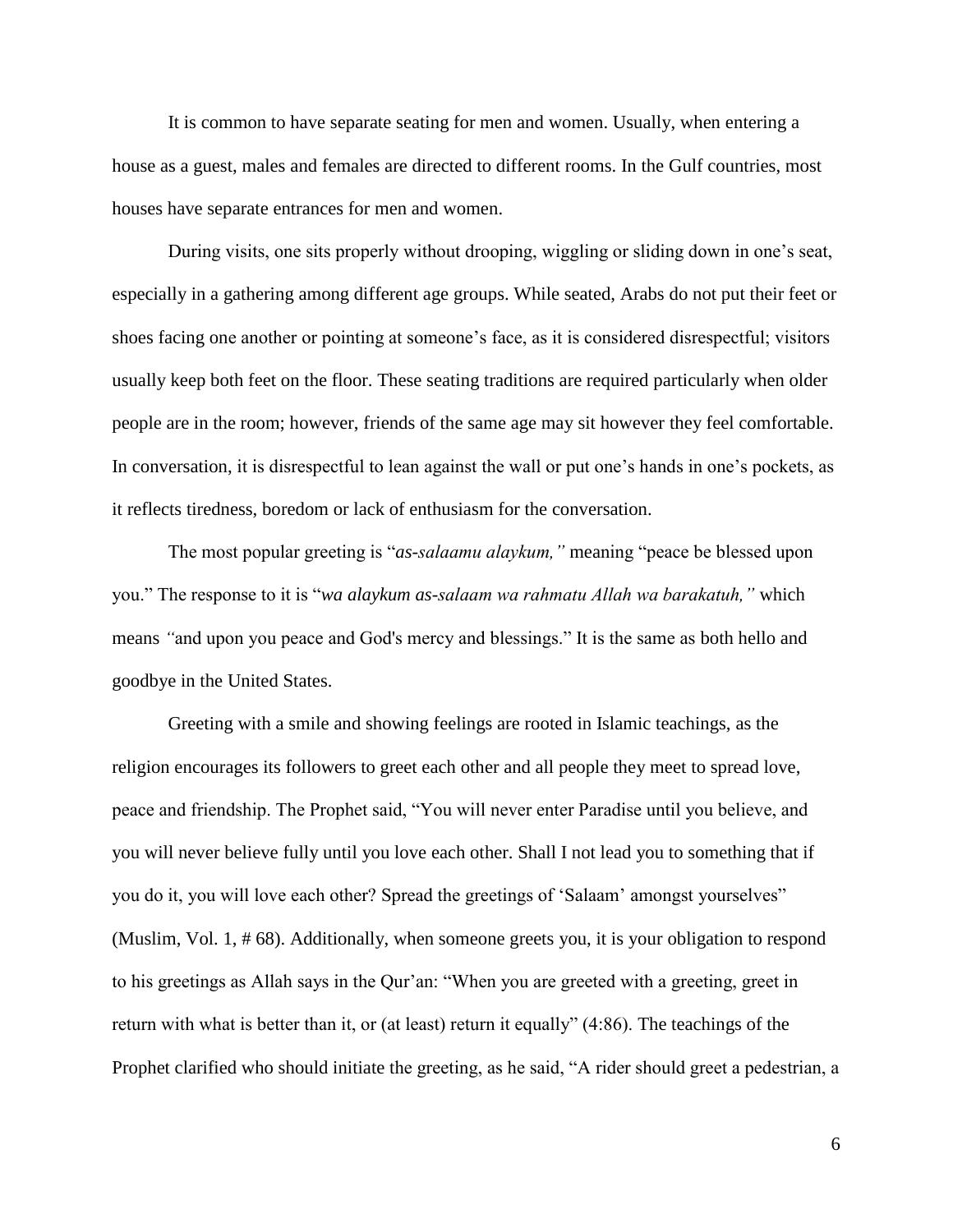It is common to have separate seating for men and women. Usually, when entering a house as a guest, males and females are directed to different rooms. In the Gulf countries, most houses have separate entrances for men and women.

During visits, one sits properly without drooping, wiggling or sliding down in one's seat, especially in a gathering among different age groups. While seated, Arabs do not put their feet or shoes facing one another or pointing at someone's face, as it is considered disrespectful; visitors usually keep both feet on the floor. These seating traditions are required particularly when older people are in the room; however, friends of the same age may sit however they feel comfortable. In conversation, it is disrespectful to lean against the wall or put one's hands in one's pockets, as it reflects tiredness, boredom or lack of enthusiasm for the conversation.

The most popular greeting is "*as-salaamu alaykum,"* meaning "peace be blessed upon you." The response to it is "*wa alaykum as-salaam wa rahmatu Allah wa barakatuh,"* which means *"*and upon you peace and God's mercy and blessings." It is the same as both hello and goodbye in the United States.

Greeting with a smile and showing feelings are rooted in Islamic teachings, as the religion encourages its followers to greet each other and all people they meet to spread love, peace and friendship. The Prophet said, "You will never enter Paradise until you believe, and you will never believe fully until you love each other. Shall I not lead you to something that if you do it, you will love each other? Spread the greetings of 'Salaam' amongst yourselves" (Muslim, Vol. 1, # 68). Additionally, when someone greets you, it is your obligation to respond to his greetings as Allah says in the Qur'an: "When you are greeted with a greeting, greet in return with what is better than it, or (at least) return it equally" (4:86). The teachings of the Prophet clarified who should initiate the greeting, as he said, "A rider should greet a pedestrian, a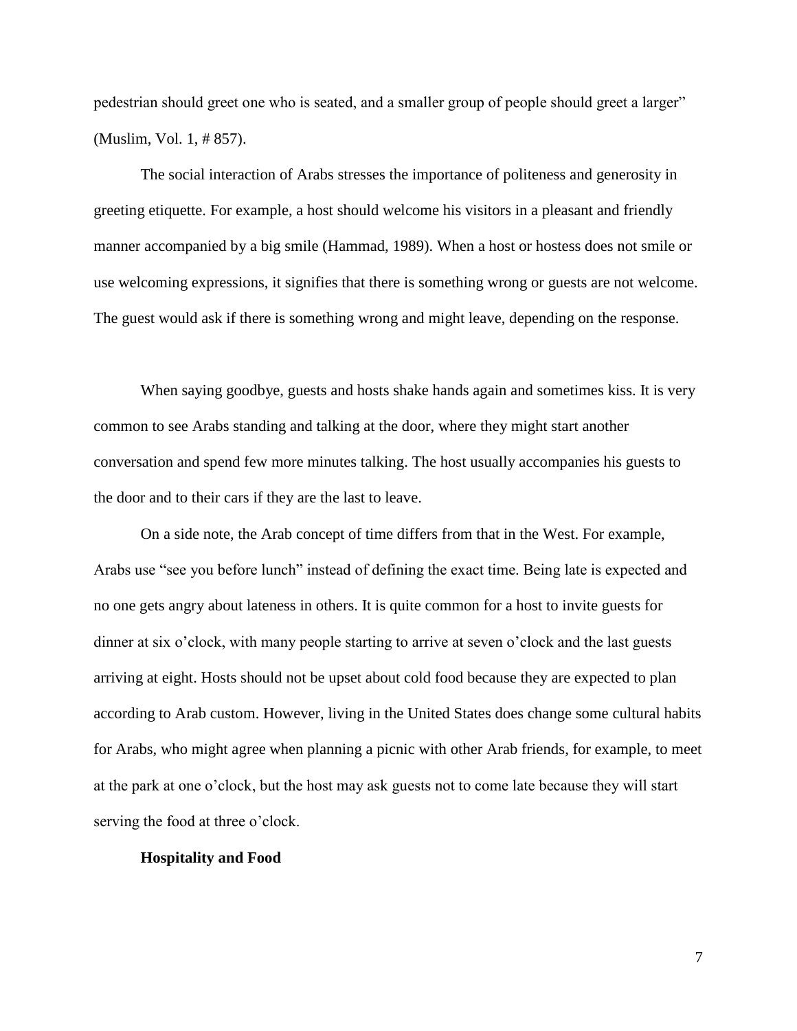pedestrian should greet one who is seated, and a smaller group of people should greet a larger" (Muslim, Vol. 1, # 857).

The social interaction of Arabs stresses the importance of politeness and generosity in greeting etiquette. For example, a host should welcome his visitors in a pleasant and friendly manner accompanied by a big smile (Hammad, 1989). When a host or hostess does not smile or use welcoming expressions, it signifies that there is something wrong or guests are not welcome. The guest would ask if there is something wrong and might leave, depending on the response.

When saying goodbye, guests and hosts shake hands again and sometimes kiss. It is very common to see Arabs standing and talking at the door, where they might start another conversation and spend few more minutes talking. The host usually accompanies his guests to the door and to their cars if they are the last to leave.

On a side note, the Arab concept of time differs from that in the West. For example, Arabs use "see you before lunch" instead of defining the exact time. Being late is expected and no one gets angry about lateness in others. It is quite common for a host to invite guests for dinner at six o'clock, with many people starting to arrive at seven o'clock and the last guests arriving at eight. Hosts should not be upset about cold food because they are expected to plan according to Arab custom. However, living in the United States does change some cultural habits for Arabs, who might agree when planning a picnic with other Arab friends, for example, to meet at the park at one o'clock, but the host may ask guests not to come late because they will start serving the food at three o'clock.

**Hospitality and Food**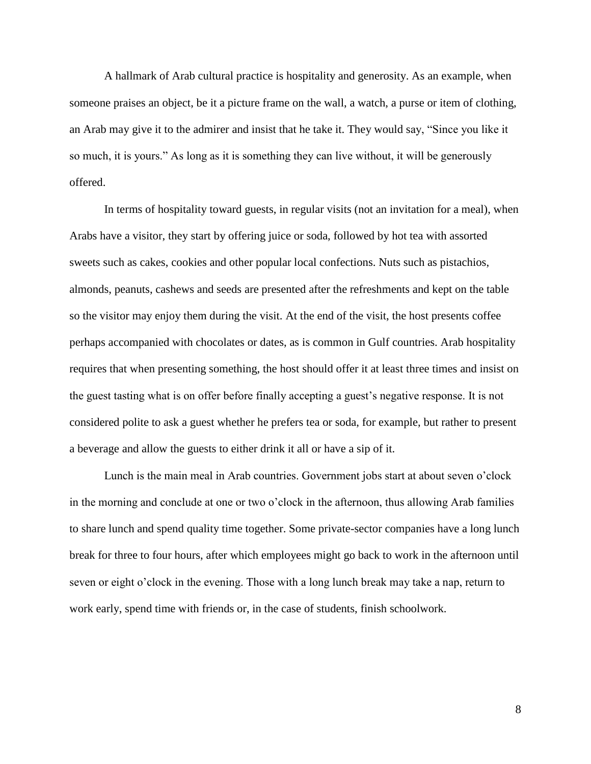A hallmark of Arab cultural practice is hospitality and generosity. As an example, when someone praises an object, be it a picture frame on the wall, a watch, a purse or item of clothing, an Arab may give it to the admirer and insist that he take it. They would say, "Since you like it so much, it is yours." As long as it is something they can live without, it will be generously offered.

In terms of hospitality toward guests, in regular visits (not an invitation for a meal), when Arabs have a visitor, they start by offering juice or soda, followed by hot tea with assorted sweets such as cakes, cookies and other popular local confections. Nuts such as pistachios, almonds, peanuts, cashews and seeds are presented after the refreshments and kept on the table so the visitor may enjoy them during the visit. At the end of the visit, the host presents coffee perhaps accompanied with chocolates or dates, as is common in Gulf countries. Arab hospitality requires that when presenting something, the host should offer it at least three times and insist on the guest tasting what is on offer before finally accepting a guest's negative response. It is not considered polite to ask a guest whether he prefers tea or soda, for example, but rather to present a beverage and allow the guests to either drink it all or have a sip of it.

Lunch is the main meal in Arab countries. Government jobs start at about seven o'clock in the morning and conclude at one or two o'clock in the afternoon, thus allowing Arab families to share lunch and spend quality time together. Some private-sector companies have a long lunch break for three to four hours, after which employees might go back to work in the afternoon until seven or eight o'clock in the evening. Those with a long lunch break may take a nap, return to work early, spend time with friends or, in the case of students, finish schoolwork.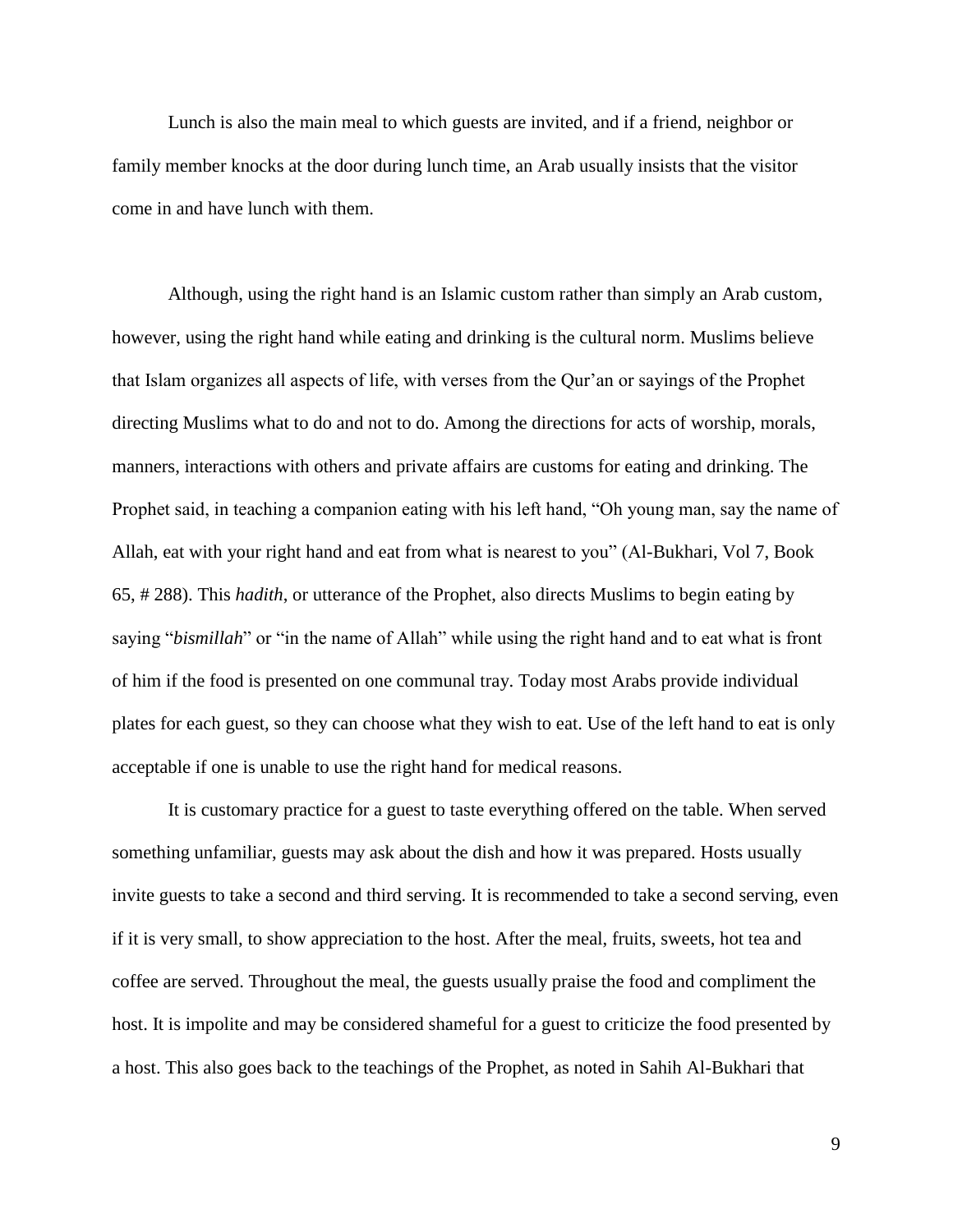Lunch is also the main meal to which guests are invited, and if a friend, neighbor or family member knocks at the door during lunch time, an Arab usually insists that the visitor come in and have lunch with them.

Although, using the right hand is an Islamic custom rather than simply an Arab custom, however, using the right hand while eating and drinking is the cultural norm. Muslims believe that Islam organizes all aspects of life, with verses from the Qur'an or sayings of the Prophet directing Muslims what to do and not to do. Among the directions for acts of worship, morals, manners, interactions with others and private affairs are customs for eating and drinking. The Prophet said, in teaching a companion eating with his left hand, "Oh young man, say the name of Allah, eat with your right hand and eat from what is nearest to you" (Al-Bukhari, Vol 7, Book 65, # 288). This *hadith*, or utterance of the Prophet, also directs Muslims to begin eating by saying "*bismillah*" or "in the name of Allah" while using the right hand and to eat what is front of him if the food is presented on one communal tray. Today most Arabs provide individual plates for each guest, so they can choose what they wish to eat. Use of the left hand to eat is only acceptable if one is unable to use the right hand for medical reasons.

It is customary practice for a guest to taste everything offered on the table. When served something unfamiliar, guests may ask about the dish and how it was prepared. Hosts usually invite guests to take a second and third serving. It is recommended to take a second serving, even if it is very small, to show appreciation to the host. After the meal, fruits, sweets, hot tea and coffee are served. Throughout the meal, the guests usually praise the food and compliment the host. It is impolite and may be considered shameful for a guest to criticize the food presented by a host. This also goes back to the teachings of the Prophet, as noted in Sahih Al-Bukhari that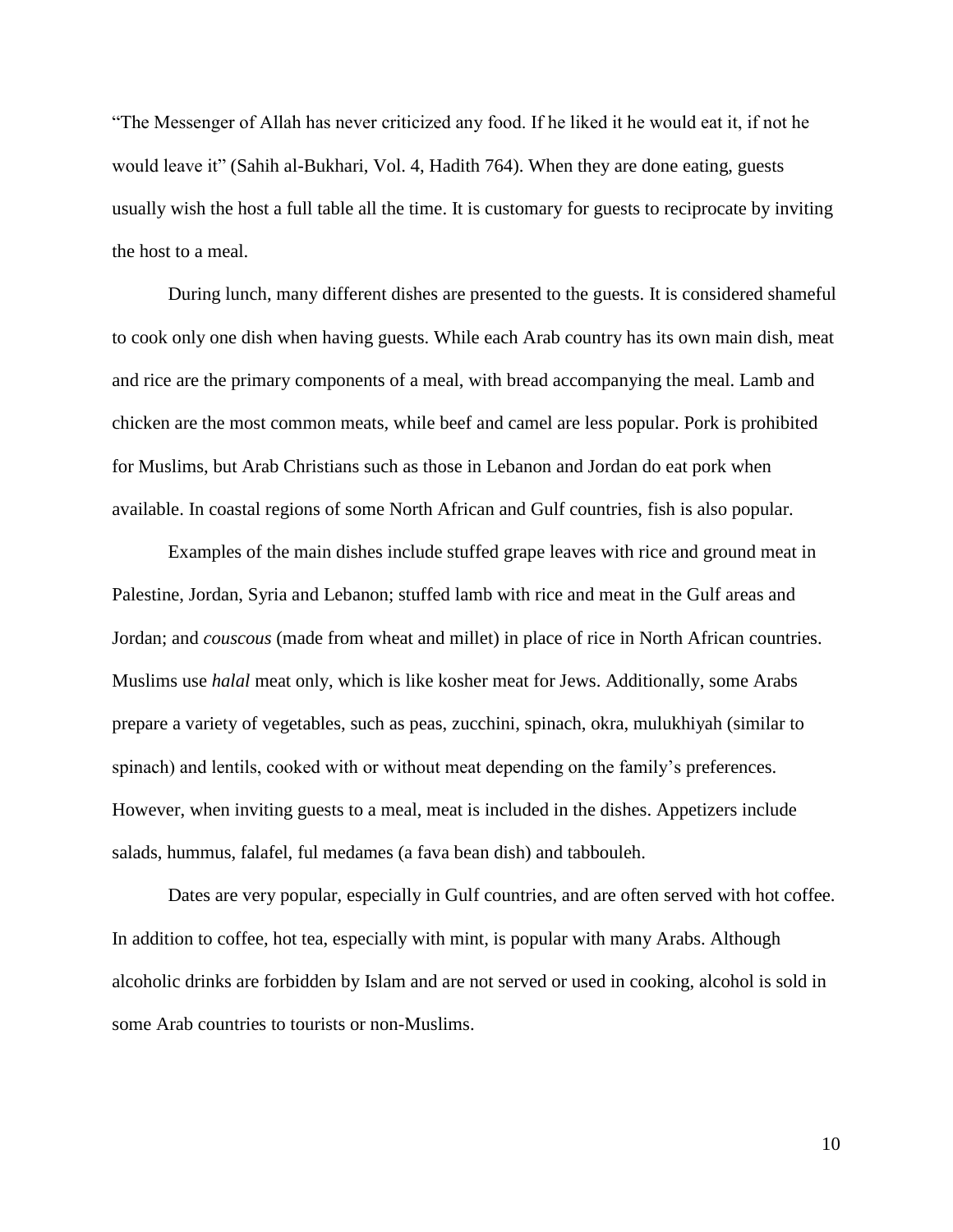"The Messenger of Allah has never criticized any food. If he liked it he would eat it, if not he would leave it" (Sahih al-Bukhari, Vol. 4, Hadith 764). When they are done eating, guests usually wish the host a full table all the time. It is customary for guests to reciprocate by inviting the host to a meal.

During lunch, many different dishes are presented to the guests. It is considered shameful to cook only one dish when having guests. While each Arab country has its own main dish, meat and rice are the primary components of a meal, with bread accompanying the meal. Lamb and chicken are the most common meats, while beef and camel are less popular. Pork is prohibited for Muslims, but Arab Christians such as those in Lebanon and Jordan do eat pork when available. In coastal regions of some North African and Gulf countries, fish is also popular.

Examples of the main dishes include stuffed grape leaves with rice and ground meat in Palestine, Jordan, Syria and Lebanon; stuffed lamb with rice and meat in the Gulf areas and Jordan; and *couscous* (made from wheat and millet) in place of rice in North African countries. Muslims use *halal* meat only, which is like kosher meat for Jews. Additionally, some Arabs prepare a variety of vegetables, such as peas, zucchini, spinach, okra, mulukhiyah (similar to spinach) and lentils, cooked with or without meat depending on the family's preferences. However, when inviting guests to a meal, meat is included in the dishes. Appetizers include salads, hummus, falafel, ful medames (a fava bean dish) and tabbouleh.

Dates are very popular, especially in Gulf countries, and are often served with hot coffee. In addition to coffee, hot tea, especially with mint, is popular with many Arabs. Although alcoholic drinks are forbidden by Islam and are not served or used in cooking, alcohol is sold in some Arab countries to tourists or non-Muslims.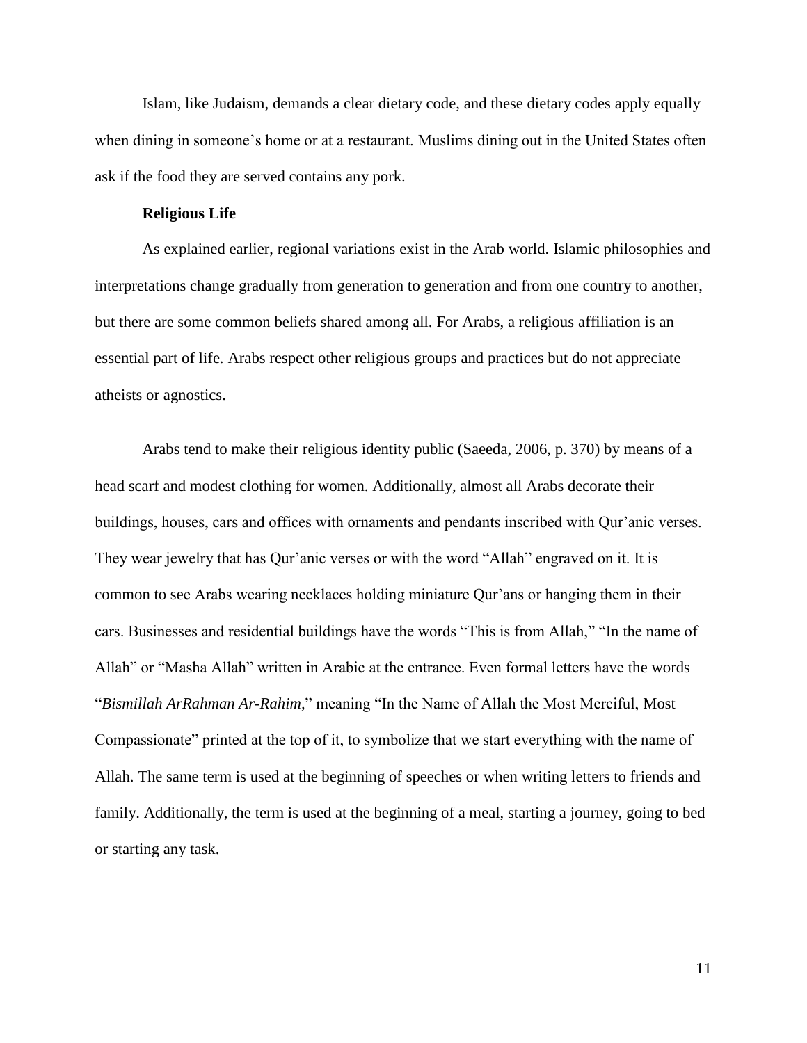Islam, like Judaism, demands a clear dietary code, and these dietary codes apply equally when dining in someone's home or at a restaurant. Muslims dining out in the United States often ask if the food they are served contains any pork.

**Religious Life**

As explained earlier, regional variations exist in the Arab world. Islamic philosophies and interpretations change gradually from generation to generation and from one country to another, but there are some common beliefs shared among all. For Arabs, a religious affiliation is an essential part of life. Arabs respect other religious groups and practices but do not appreciate atheists or agnostics.

Arabs tend to make their religious identity public (Saeeda, 2006, p. 370) by means of a head scarf and modest clothing for women. Additionally, almost all Arabs decorate their buildings, houses, cars and offices with ornaments and pendants inscribed with Qur'anic verses. They wear jewelry that has Qur'anic verses or with the word "Allah" engraved on it. It is common to see Arabs wearing necklaces holding miniature Qur'ans or hanging them in their cars. Businesses and residential buildings have the words "This is from Allah," "In the name of Allah" or "Masha Allah" written in Arabic at the entrance. Even formal letters have the words "*Bismillah ArRahman Ar-Rahim*," meaning "In the Name of Allah the Most Merciful, Most Compassionate" printed at the top of it, to symbolize that we start everything with the name of Allah. The same term is used at the beginning of speeches or when writing letters to friends and family. Additionally, the term is used at the beginning of a meal, starting a journey, going to bed or starting any task.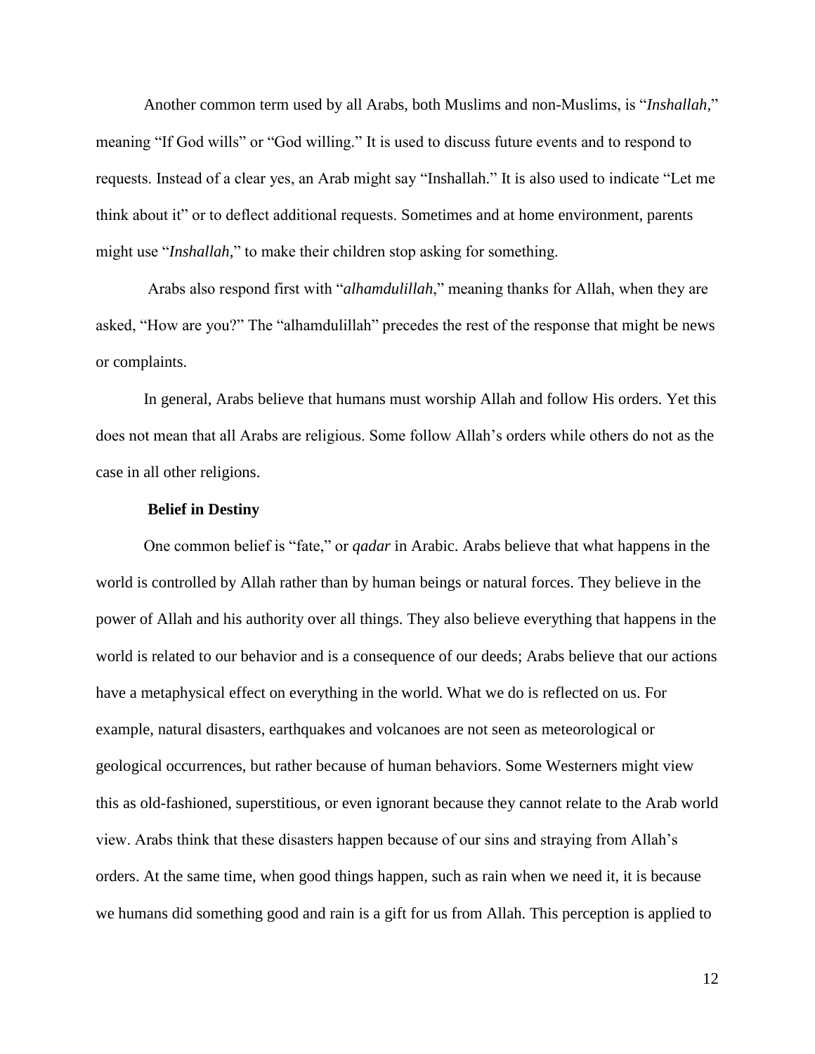Another common term used by all Arabs, both Muslims and non-Muslims, is "*Inshallah,*" meaning "If God wills" or "God willing." It is used to discuss future events and to respond to requests. Instead of a clear yes, an Arab might say "Inshallah." It is also used to indicate "Let me think about it" or to deflect additional requests. Sometimes and at home environment, parents might use "*Inshallah,*" to make their children stop asking for something.

Arabs also respond first with "*alhamdulillah*," meaning thanks for Allah, when they are asked, "How are you?" The "alhamdulillah" precedes the rest of the response that might be news or complaints.

In general, Arabs believe that humans must worship Allah and follow His orders. Yet this does not mean that all Arabs are religious. Some follow Allah's orders while others do not as the case in all other religions.

**Belief in Destiny**

One common belief is "fate," or *qadar* in Arabic. Arabs believe that what happens in the world is controlled by Allah rather than by human beings or natural forces. They believe in the power of Allah and his authority over all things. They also believe everything that happens in the world is related to our behavior and is a consequence of our deeds; Arabs believe that our actions have a metaphysical effect on everything in the world. What we do is reflected on us. For example, natural disasters, earthquakes and volcanoes are not seen as meteorological or geological occurrences, but rather because of human behaviors. Some Westerners might view this as old-fashioned, superstitious, or even ignorant because they cannot relate to the Arab world view. Arabs think that these disasters happen because of our sins and straying from Allah's orders. At the same time, when good things happen, such as rain when we need it, it is because we humans did something good and rain is a gift for us from Allah. This perception is applied to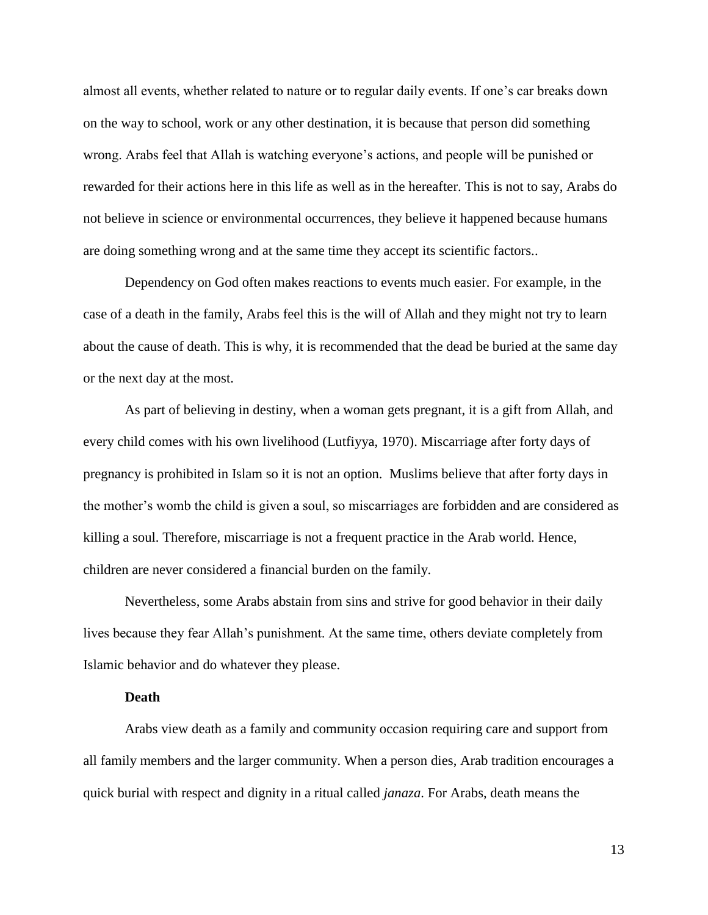almost all events, whether related to nature or to regular daily events. If one's car breaks down on the way to school, work or any other destination, it is because that person did something wrong. Arabs feel that Allah is watching everyone's actions, and people will be punished or rewarded for their actions here in this life as well as in the hereafter. This is not to say, Arabs do not believe in science or environmental occurrences, they believe it happened because humans are doing something wrong and at the same time they accept its scientific factors..

Dependency on God often makes reactions to events much easier. For example, in the case of a death in the family, Arabs feel this is the will of Allah and they might not try to learn about the cause of death. This is why, it is recommended that the dead be buried at the same day or the next day at the most.

As part of believing in destiny, when a woman gets pregnant, it is a gift from Allah, and every child comes with his own livelihood (Lutfiyya, 1970). Miscarriage after forty days of pregnancy is prohibited in Islam so it is not an option. Muslims believe that after forty days in the mother's womb the child is given a soul, so miscarriages are forbidden and are considered as killing a soul. Therefore, miscarriage is not a frequent practice in the Arab world. Hence, children are never considered a financial burden on the family.

Nevertheless, some Arabs abstain from sins and strive for good behavior in their daily lives because they fear Allah's punishment. At the same time, others deviate completely from Islamic behavior and do whatever they please.

**Death**

Arabs view death as a family and community occasion requiring care and support from all family members and the larger community. When a person dies, Arab tradition encourages a quick burial with respect and dignity in a ritual called *janaza*. For Arabs, death means the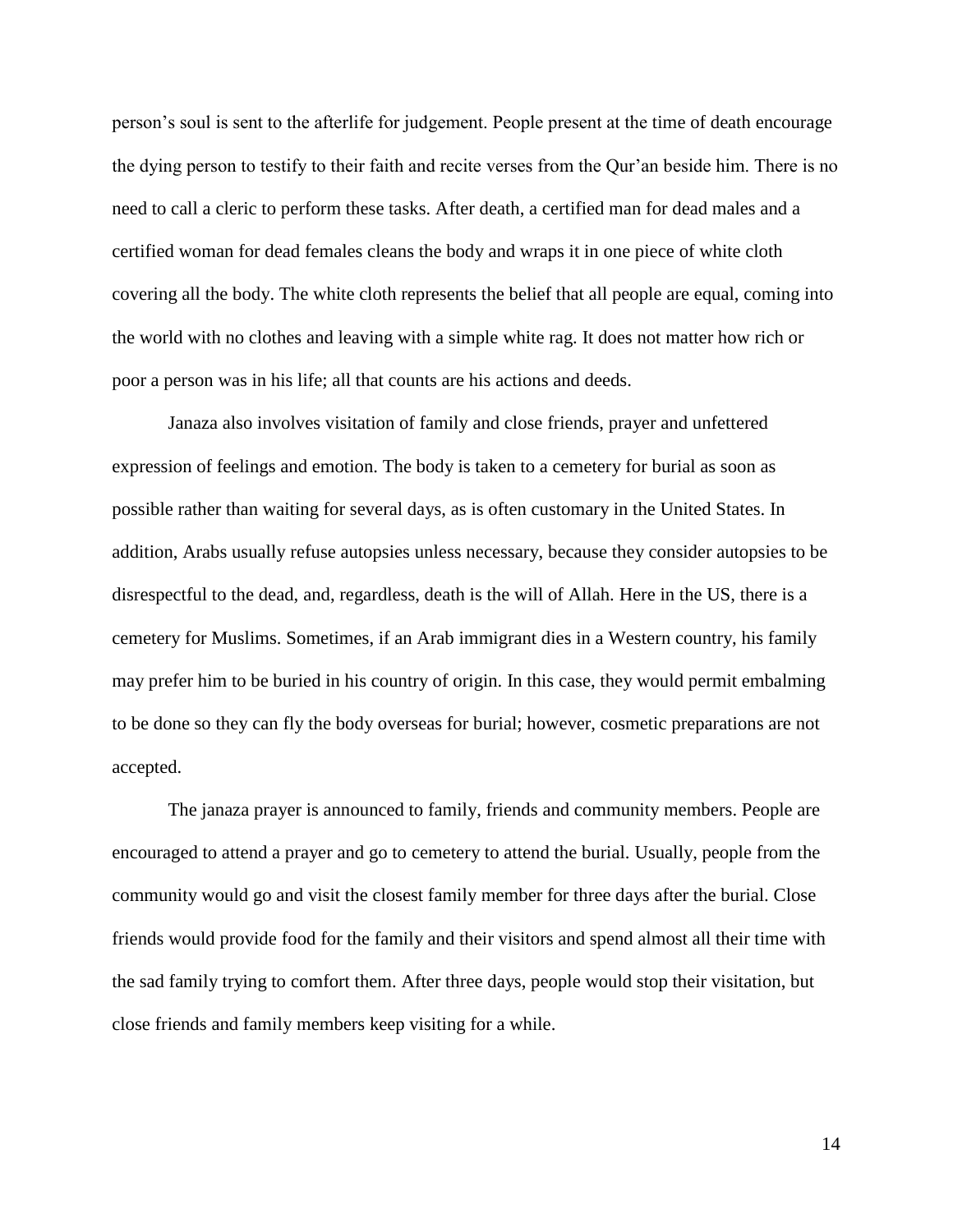person's soul is sent to the afterlife for judgement. People present at the time of death encourage the dying person to testify to their faith and recite verses from the Qur'an beside him. There is no need to call a cleric to perform these tasks. After death, a certified man for dead males and a certified woman for dead females cleans the body and wraps it in one piece of white cloth covering all the body. The white cloth represents the belief that all people are equal, coming into the world with no clothes and leaving with a simple white rag. It does not matter how rich or poor a person was in his life; all that counts are his actions and deeds.

Janaza also involves visitation of family and close friends, prayer and unfettered expression of feelings and emotion. The body is taken to a cemetery for burial as soon as possible rather than waiting for several days, as is often customary in the United States. In addition, Arabs usually refuse autopsies unless necessary, because they consider autopsies to be disrespectful to the dead, and, regardless, death is the will of Allah. Here in the US, there is a cemetery for Muslims. Sometimes, if an Arab immigrant dies in a Western country, his family may prefer him to be buried in his country of origin. In this case, they would permit embalming to be done so they can fly the body overseas for burial; however, cosmetic preparations are not accepted.

The janaza prayer is announced to family, friends and community members. People are encouraged to attend a prayer and go to cemetery to attend the burial. Usually, people from the community would go and visit the closest family member for three days after the burial. Close friends would provide food for the family and their visitors and spend almost all their time with the sad family trying to comfort them. After three days, people would stop their visitation, but close friends and family members keep visiting for a while.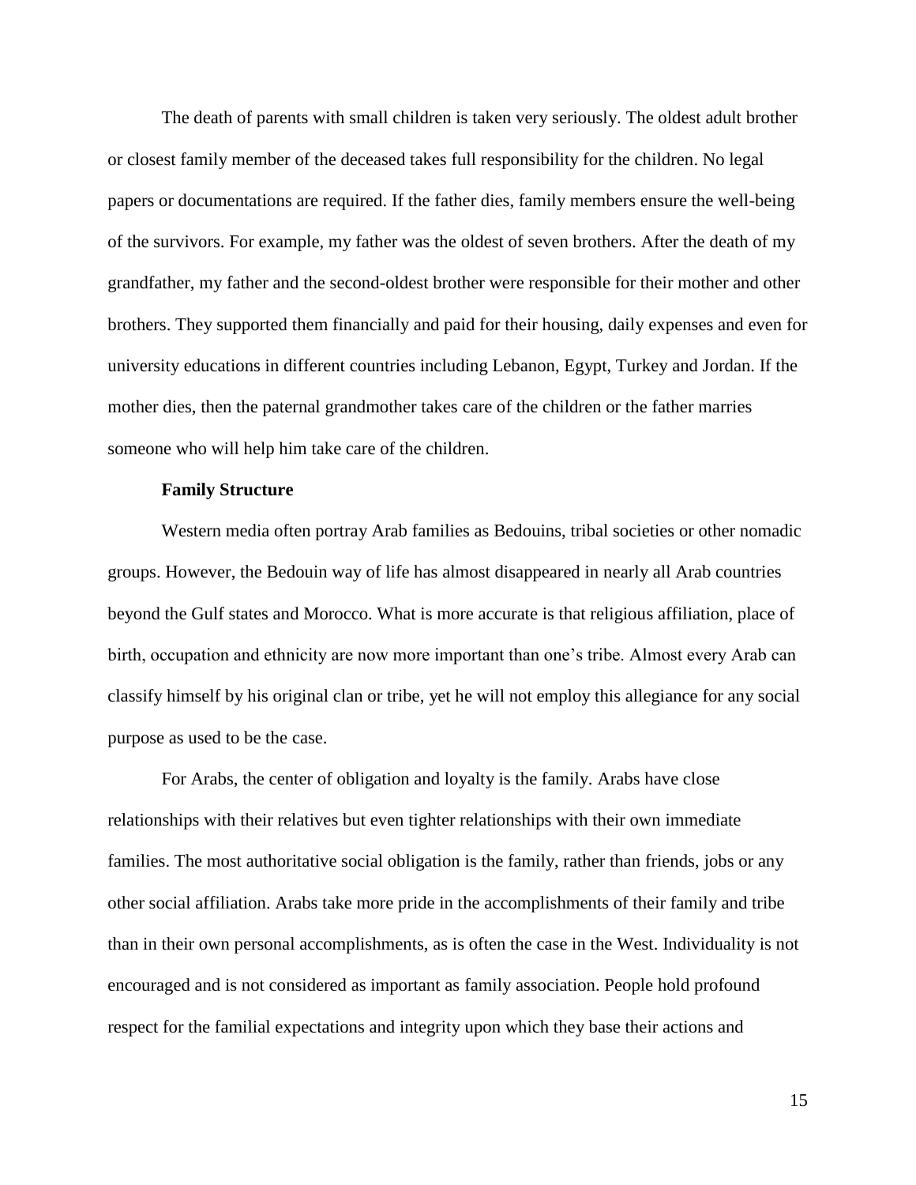The death of parents with small children is taken very seriously. The oldest adult brother or closest family member of the deceased takes full responsibility for the children. No legal papers or documentations are required. If the father dies, family members ensure the well-being of the survivors. For example, my father was the oldest of seven brothers. After the death of my grandfather, my father and the second-oldest brother were responsible for their mother and other brothers. They supported them financially and paid for their housing, daily expenses and even for university educations in different countries including Lebanon, Egypt, Turkey and Jordan. If the mother dies, then the paternal grandmother takes care of the children or the father marries someone who will help him take care of the children.

**Family Structure**

Western media often portray Arab families as Bedouins, tribal societies or other nomadic groups. However, the Bedouin way of life has almost disappeared in nearly all Arab countries beyond the Gulf states and Morocco. What is more accurate is that religious affiliation, place of birth, occupation and ethnicity are now more important than one's tribe. Almost every Arab can classify himself by his original clan or tribe, yet he will not employ this allegiance for any social purpose as used to be the case.

For Arabs, the center of obligation and loyalty is the family. Arabs have close relationships with their relatives but even tighter relationships with their own immediate families. The most authoritative social obligation is the family, rather than friends, jobs or any other social affiliation. Arabs take more pride in the accomplishments of their family and tribe than in their own personal accomplishments, as is often the case in the West. Individuality is not encouraged and is not considered as important as family association. People hold profound respect for the familial expectations and integrity upon which they base their actions and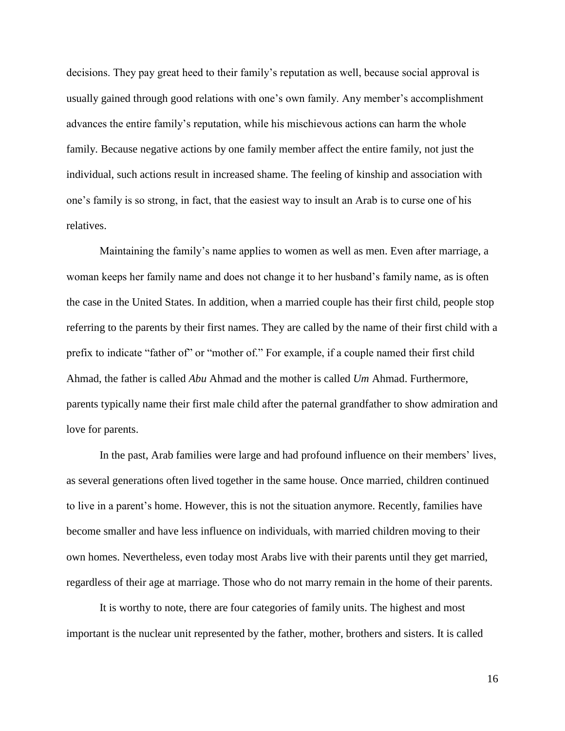decisions. They pay great heed to their family's reputation as well, because social approval is usually gained through good relations with one's own family. Any member's accomplishment advances the entire family's reputation, while his mischievous actions can harm the whole family. Because negative actions by one family member affect the entire family, not just the individual, such actions result in increased shame. The feeling of kinship and association with one's family is so strong, in fact, that the easiest way to insult an Arab is to curse one of his relatives.

Maintaining the family's name applies to women as well as men. Even after marriage, a woman keeps her family name and does not change it to her husband's family name, as is often the case in the United States. In addition, when a married couple has their first child, people stop referring to the parents by their first names. They are called by the name of their first child with a prefix to indicate "father of" or "mother of." For example, if a couple named their first child Ahmad, the father is called *Abu* Ahmad and the mother is called *Um* Ahmad. Furthermore, parents typically name their first male child after the paternal grandfather to show admiration and love for parents.

In the past, Arab families were large and had profound influence on their members' lives, as several generations often lived together in the same house. Once married, children continued to live in a parent's home. However, this is not the situation anymore. Recently, families have become smaller and have less influence on individuals, with married children moving to their own homes. Nevertheless, even today most Arabs live with their parents until they get married, regardless of their age at marriage. Those who do not marry remain in the home of their parents.

It is worthy to note, there are four categories of family units. The highest and most important is the nuclear unit represented by the father, mother, brothers and sisters. It is called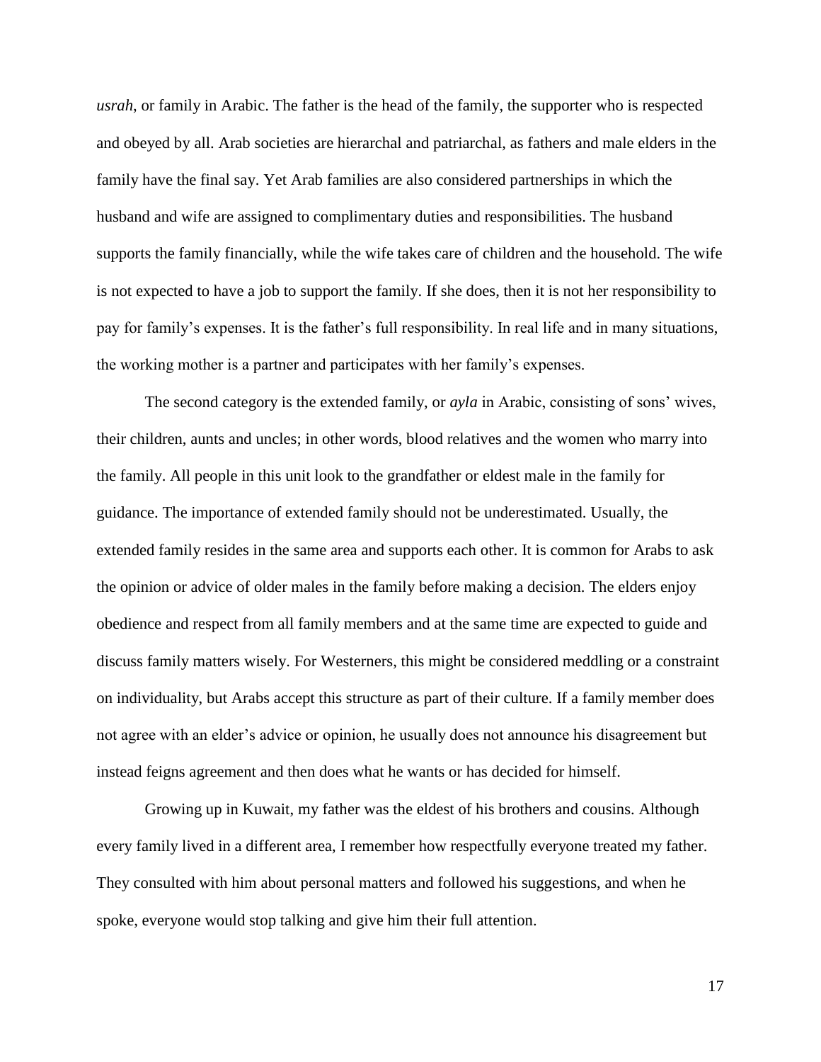*usrah*, or family in Arabic. The father is the head of the family, the supporter who is respected and obeyed by all. Arab societies are hierarchal and patriarchal, as fathers and male elders in the family have the final say. Yet Arab families are also considered partnerships in which the husband and wife are assigned to complimentary duties and responsibilities. The husband supports the family financially, while the wife takes care of children and the household. The wife is not expected to have a job to support the family. If she does, then it is not her responsibility to pay for family's expenses. It is the father's full responsibility. In real life and in many situations, the working mother is a partner and participates with her family's expenses.

The second category is the extended family, or *ayla* in Arabic, consisting of sons' wives, their children, aunts and uncles; in other words, blood relatives and the women who marry into the family. All people in this unit look to the grandfather or eldest male in the family for guidance. The importance of extended family should not be underestimated. Usually, the extended family resides in the same area and supports each other. It is common for Arabs to ask the opinion or advice of older males in the family before making a decision. The elders enjoy obedience and respect from all family members and at the same time are expected to guide and discuss family matters wisely. For Westerners, this might be considered meddling or a constraint on individuality, but Arabs accept this structure as part of their culture. If a family member does not agree with an elder's advice or opinion, he usually does not announce his disagreement but instead feigns agreement and then does what he wants or has decided for himself.

Growing up in Kuwait, my father was the eldest of his brothers and cousins. Although every family lived in a different area, I remember how respectfully everyone treated my father. They consulted with him about personal matters and followed his suggestions, and when he spoke, everyone would stop talking and give him their full attention.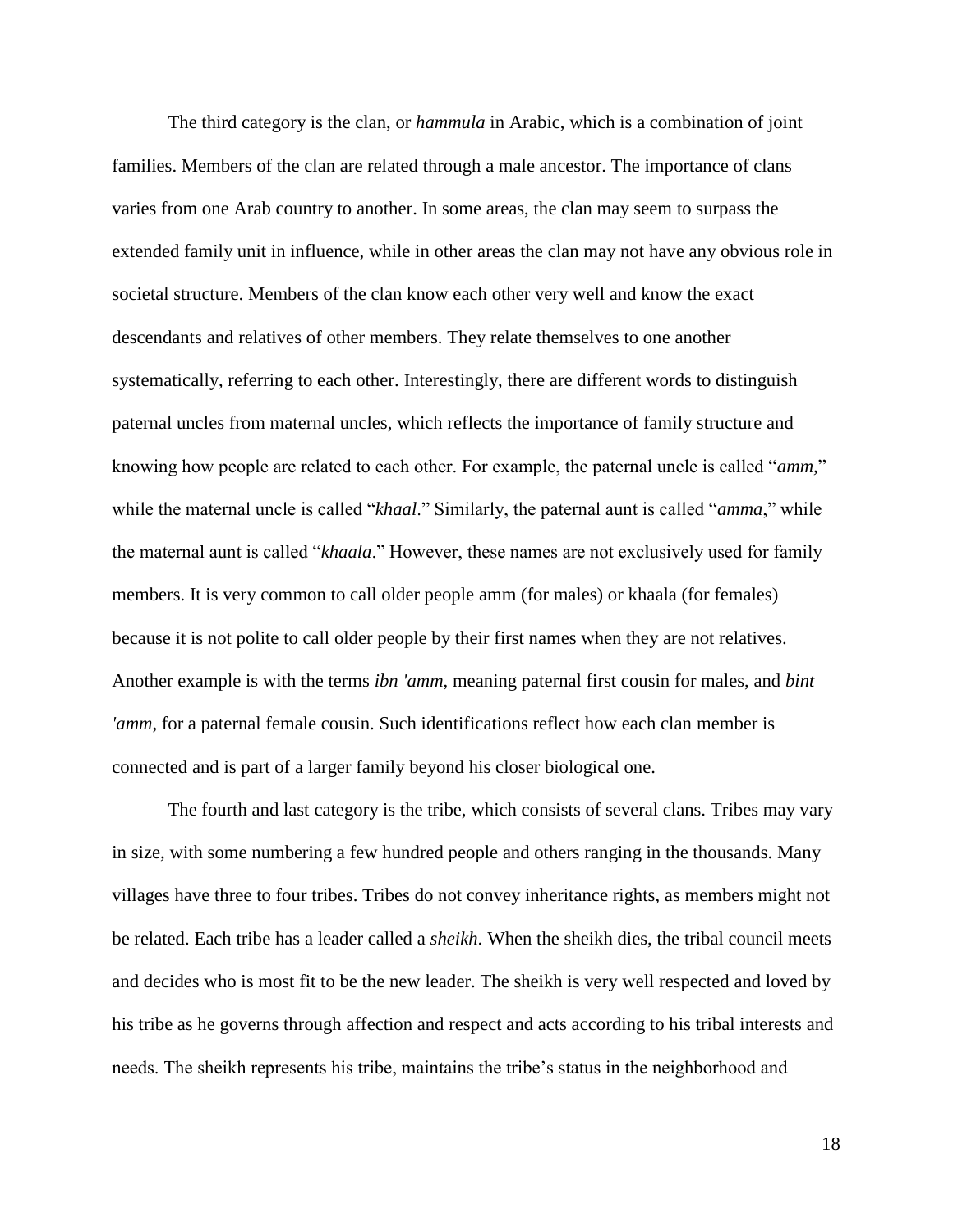The third category is the clan, or *hammula* in Arabic, which is a combination of joint families. Members of the clan are related through a male ancestor. The importance of clans varies from one Arab country to another. In some areas, the clan may seem to surpass the extended family unit in influence, while in other areas the clan may not have any obvious role in societal structure. Members of the clan know each other very well and know the exact descendants and relatives of other members. They relate themselves to one another systematically, referring to each other. Interestingly, there are different words to distinguish paternal uncles from maternal uncles, which reflects the importance of family structure and knowing how people are related to each other. For example, the paternal uncle is called "*amm*," while the maternal uncle is called "*khaal*." Similarly, the paternal aunt is called "*amma*," while the maternal aunt is called "*khaala*." However, these names are not exclusively used for family members. It is very common to call older people amm (for males) or khaala (for females) because it is not polite to call older people by their first names when they are not relatives. Another example is with the terms *ibn 'amm*, meaning paternal first cousin for males, and *bint 'amm*, for a paternal female cousin. Such identifications reflect how each clan member is connected and is part of a larger family beyond his closer biological one.

The fourth and last category is the tribe, which consists of several clans. Tribes may vary in size, with some numbering a few hundred people and others ranging in the thousands. Many villages have three to four tribes. Tribes do not convey inheritance rights, as members might not be related. Each tribe has a leader called a *sheikh*. When the sheikh dies, the tribal council meets and decides who is most fit to be the new leader. The sheikh is very well respected and loved by his tribe as he governs through affection and respect and acts according to his tribal interests and needs. The sheikh represents his tribe, maintains the tribe's status in the neighborhood and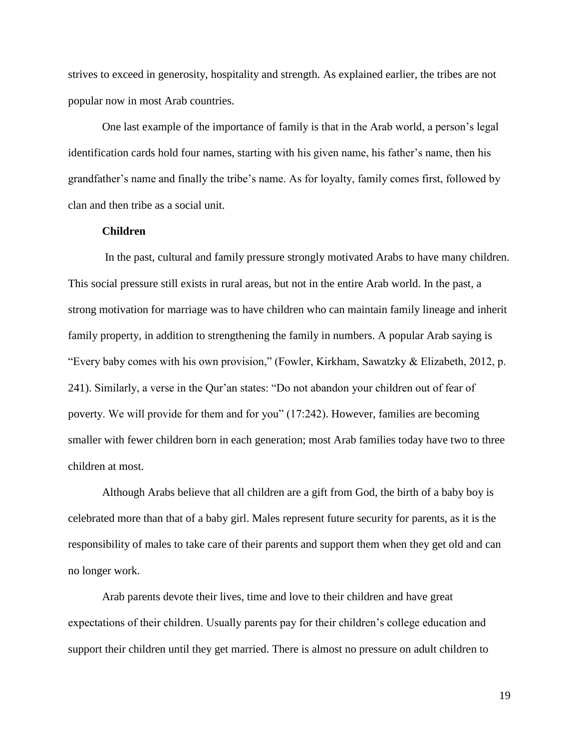strives to exceed in generosity, hospitality and strength. As explained earlier, the tribes are not popular now in most Arab countries.

One last example of the importance of family is that in the Arab world, a person's legal identification cards hold four names, starting with his given name, his father's name, then his grandfather's name and finally the tribe's name. As for loyalty, family comes first, followed by clan and then tribe as a social unit.

**Children**

In the past, cultural and family pressure strongly motivated Arabs to have many children. This social pressure still exists in rural areas, but not in the entire Arab world. In the past, a strong motivation for marriage was to have children who can maintain family lineage and inherit family property, in addition to strengthening the family in numbers. A popular Arab saying is "Every baby comes with his own provision," (Fowler, Kirkham, Sawatzky & Elizabeth, 2012, p. 241). Similarly, a verse in the Qur'an states: "Do not abandon your children out of fear of poverty. We will provide for them and for you" (17:242). However, families are becoming smaller with fewer children born in each generation; most Arab families today have two to three children at most.

Although Arabs believe that all children are a gift from God, the birth of a baby boy is celebrated more than that of a baby girl. Males represent future security for parents, as it is the responsibility of males to take care of their parents and support them when they get old and can no longer work.

Arab parents devote their lives, time and love to their children and have great expectations of their children. Usually parents pay for their children's college education and support their children until they get married. There is almost no pressure on adult children to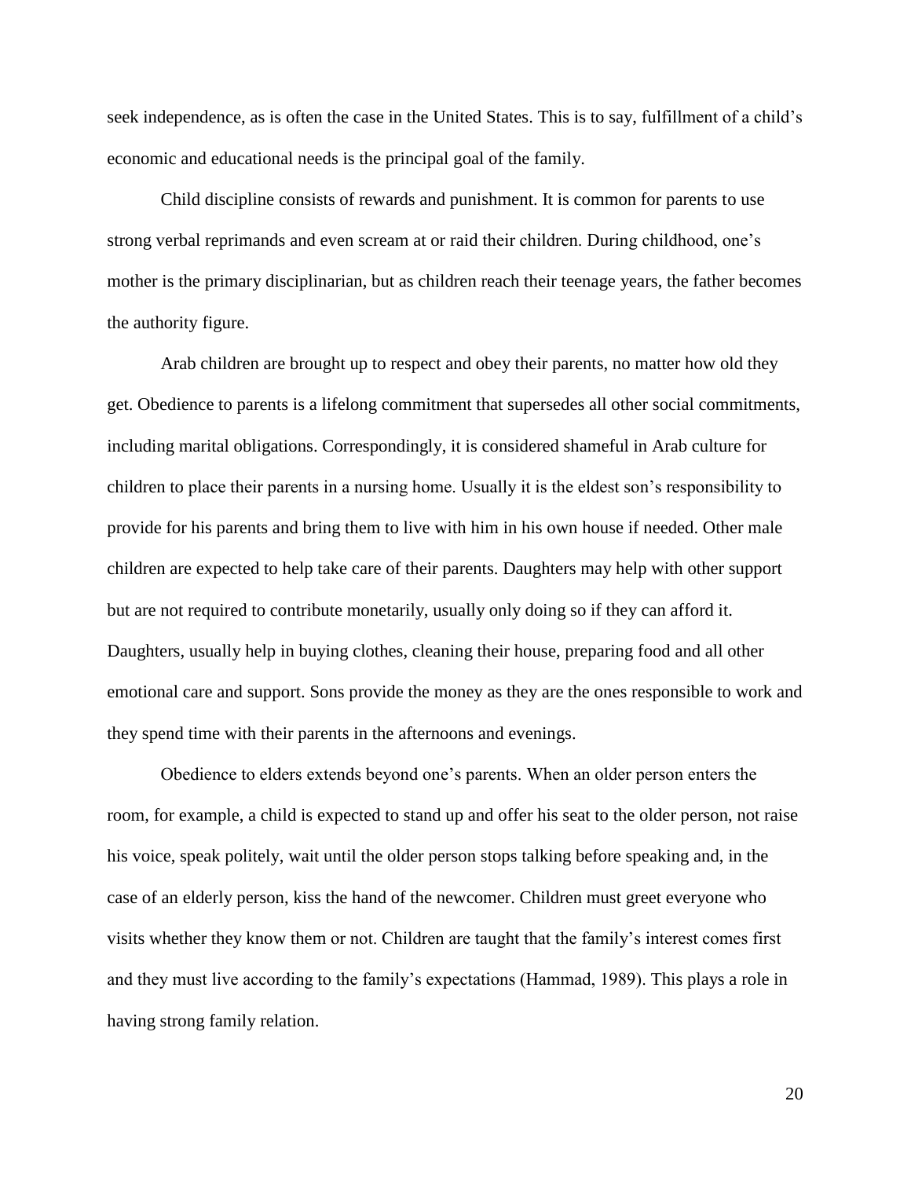seek independence, as is often the case in the United States. This is to say, fulfillment of a child's economic and educational needs is the principal goal of the family.

Child discipline consists of rewards and punishment. It is common for parents to use strong verbal reprimands and even scream at or raid their children. During childhood, one's mother is the primary disciplinarian, but as children reach their teenage years, the father becomes the authority figure.

Arab children are brought up to respect and obey their parents, no matter how old they get. Obedience to parents is a lifelong commitment that supersedes all other social commitments, including marital obligations. Correspondingly, it is considered shameful in Arab culture for children to place their parents in a nursing home. Usually it is the eldest son's responsibility to provide for his parents and bring them to live with him in his own house if needed. Other male children are expected to help take care of their parents. Daughters may help with other support but are not required to contribute monetarily, usually only doing so if they can afford it. Daughters, usually help in buying clothes, cleaning their house, preparing food and all other emotional care and support. Sons provide the money as they are the ones responsible to work and they spend time with their parents in the afternoons and evenings.

Obedience to elders extends beyond one's parents. When an older person enters the room, for example, a child is expected to stand up and offer his seat to the older person, not raise his voice, speak politely, wait until the older person stops talking before speaking and, in the case of an elderly person, kiss the hand of the newcomer. Children must greet everyone who visits whether they know them or not. Children are taught that the family's interest comes first and they must live according to the family's expectations (Hammad, 1989). This plays a role in having strong family relation.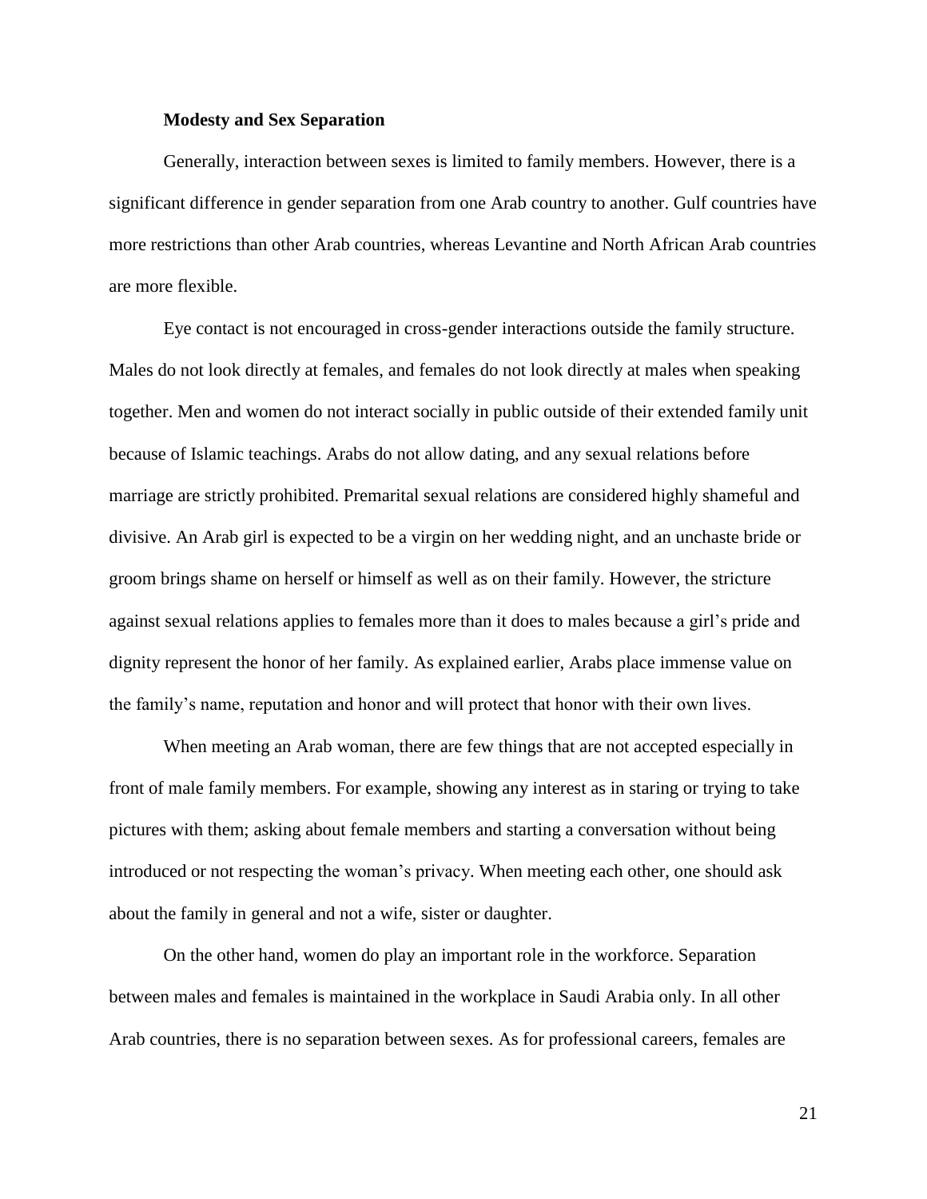**Modesty and Sex Separation**

Generally, interaction between sexes is limited to family members. However, there is a significant difference in gender separation from one Arab country to another. Gulf countries have more restrictions than other Arab countries, whereas Levantine and North African Arab countries are more flexible.

Eye contact is not encouraged in cross-gender interactions outside the family structure. Males do not look directly at females, and females do not look directly at males when speaking together. Men and women do not interact socially in public outside of their extended family unit because of Islamic teachings. Arabs do not allow dating, and any sexual relations before marriage are strictly prohibited. Premarital sexual relations are considered highly shameful and divisive. An Arab girl is expected to be a virgin on her wedding night, and an unchaste bride or groom brings shame on herself or himself as well as on their family. However, the stricture against sexual relations applies to females more than it does to males because a girl's pride and dignity represent the honor of her family. As explained earlier, Arabs place immense value on the family's name, reputation and honor and will protect that honor with their own lives.

When meeting an Arab woman, there are few things that are not accepted especially in front of male family members. For example, showing any interest as in staring or trying to take pictures with them; asking about female members and starting a conversation without being introduced or not respecting the woman's privacy. When meeting each other, one should ask about the family in general and not a wife, sister or daughter.

On the other hand, women do play an important role in the workforce. Separation between males and females is maintained in the workplace in Saudi Arabia only. In all other Arab countries, there is no separation between sexes. As for professional careers, females are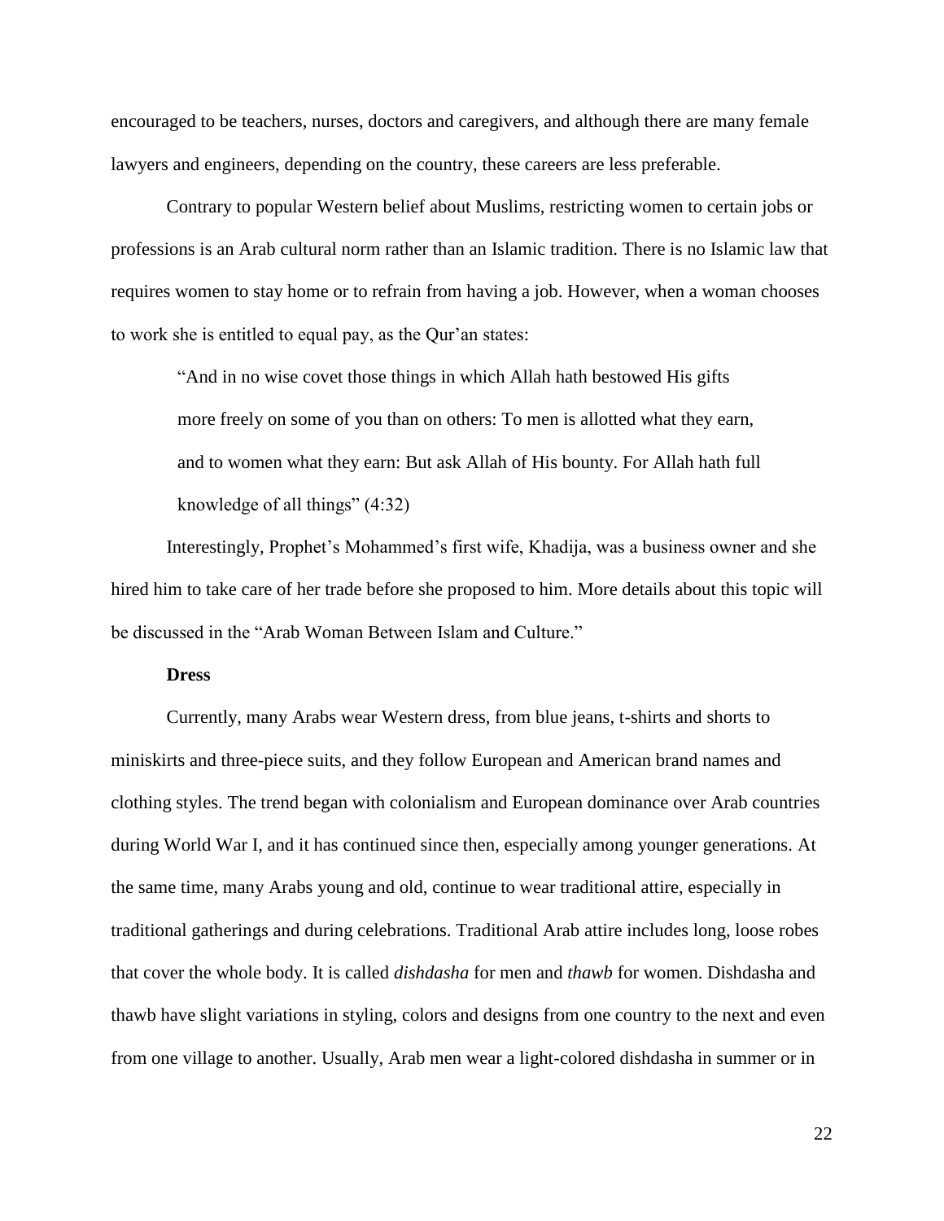encouraged to be teachers, nurses, doctors and caregivers, and although there are many female lawyers and engineers, depending on the country, these careers are less preferable.

Contrary to popular Western belief about Muslims, restricting women to certain jobs or professions is an Arab cultural norm rather than an Islamic tradition. There is no Islamic law that requires women to stay home or to refrain from having a job. However, when a woman chooses to work she is entitled to equal pay, as the Qur'an states:

> "And in no wise covet those things in which Allah hath bestowed His gifts more freely on some of you than on others: To men is allotted what they earn, and to women what they earn: But ask Allah of His bounty. For Allah hath full knowledge of all things" (4:32)

Interestingly, Prophet's Mohammed's first wife, Khadija, was a business owner and she hired him to take care of her trade before she proposed to him. More details about this topic will be discussed in the "Arab Woman Between Islam and Culture."

**Dress**

Currently, many Arabs wear Western dress, from blue jeans, t-shirts and shorts to miniskirts and three-piece suits, and they follow European and American brand names and clothing styles. The trend began with colonialism and European dominance over Arab countries during World War I, and it has continued since then, especially among younger generations. At the same time, many Arabs young and old, continue to wear traditional attire, especially in traditional gatherings and during celebrations. Traditional Arab attire includes long, loose robes that cover the whole body. It is called *dishdasha* for men and *thawb* for women. Dishdasha and thawb have slight variations in styling, colors and designs from one country to the next and even from one village to another. Usually, Arab men wear a light-colored dishdasha in summer or in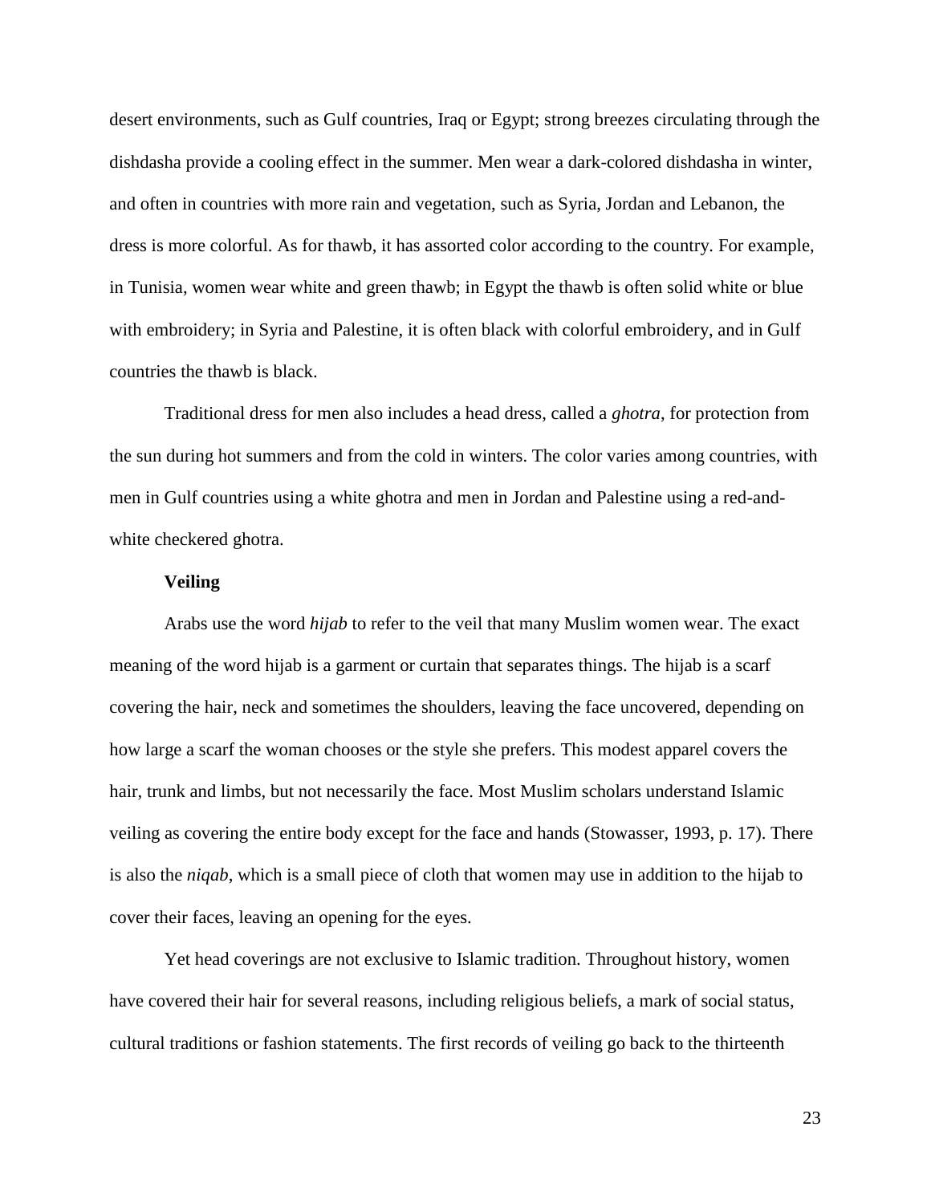desert environments, such as Gulf countries, Iraq or Egypt; strong breezes circulating through the dishdasha provide a cooling effect in the summer. Men wear a dark-colored dishdasha in winter, and often in countries with more rain and vegetation, such as Syria, Jordan and Lebanon, the dress is more colorful. As for thawb, it has assorted color according to the country. For example, in Tunisia, women wear white and green thawb; in Egypt the thawb is often solid white or blue with embroidery; in Syria and Palestine, it is often black with colorful embroidery, and in Gulf countries the thawb is black.

Traditional dress for men also includes a head dress, called a *ghotra*, for protection from the sun during hot summers and from the cold in winters. The color varies among countries, with men in Gulf countries using a white ghotra and men in Jordan and Palestine using a red-and-white checkered ghotra.

**Veiling**

Arabs use the word *hijab* to refer to the veil that many Muslim women wear. The exact meaning of the word hijab is a garment or curtain that separates things. The hijab is a scarf covering the hair, neck and sometimes the shoulders, leaving the face uncovered, depending on how large a scarf the woman chooses or the style she prefers. This modest apparel covers the hair, trunk and limbs, but not necessarily the face. Most Muslim scholars understand Islamic veiling as covering the entire body except for the face and hands (Stowasser, 1993, p. 17). There is also the *niqab*, which is a small piece of cloth that women may use in addition to the hijab to cover their faces, leaving an opening for the eyes.

Yet head coverings are not exclusive to Islamic tradition. Throughout history, women have covered their hair for several reasons, including religious beliefs, a mark of social status, cultural traditions or fashion statements. The first records of veiling go back to the thirteenth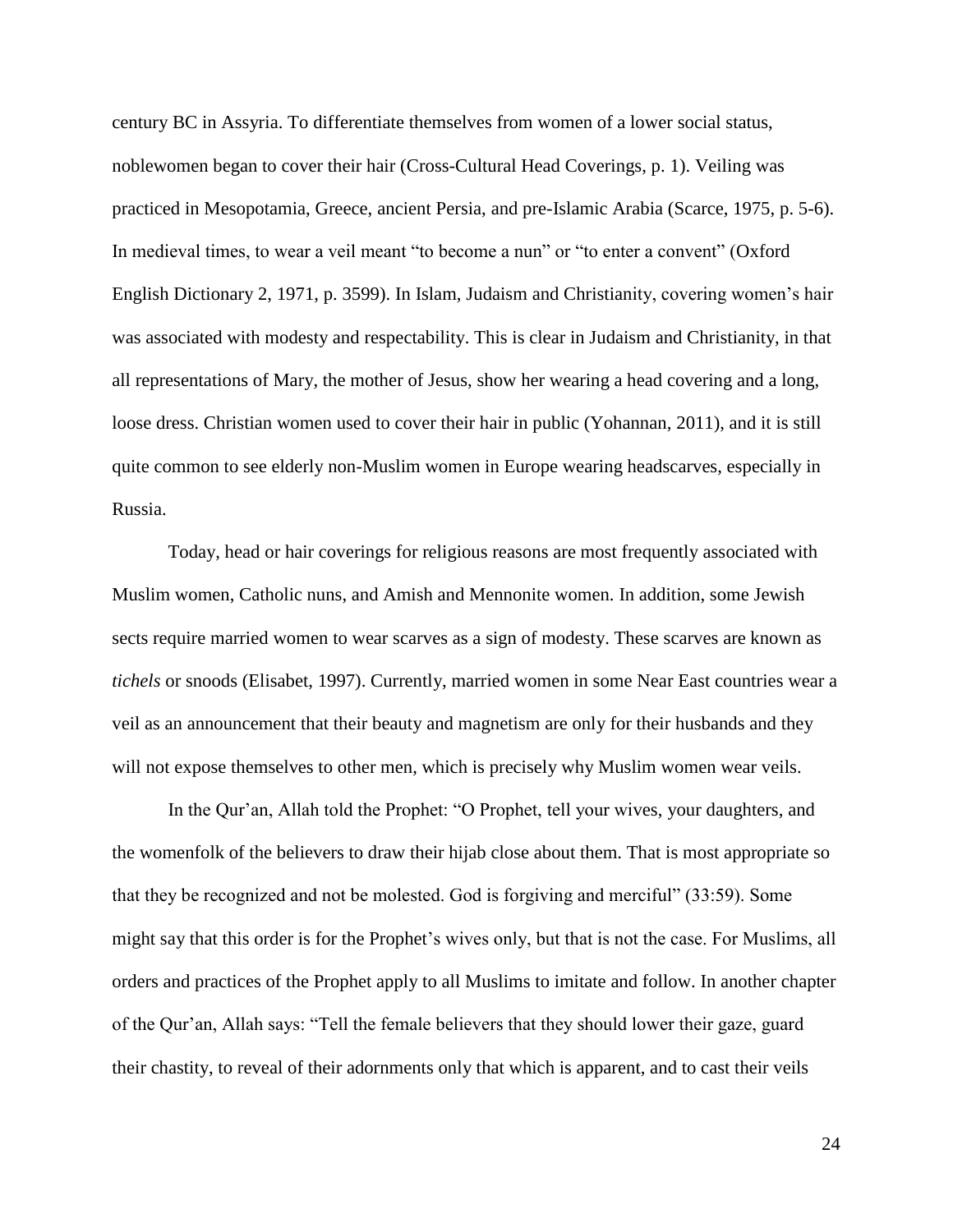century BC in Assyria. To differentiate themselves from women of a lower social status, noblewomen began to cover their hair (Cross-Cultural Head Coverings, p. 1). Veiling was practiced in Mesopotamia, Greece, ancient Persia, and pre-Islamic Arabia (Scarce, 1975, p. 5-6). In medieval times, to wear a veil meant "to become a nun" or "to enter a convent" (Oxford English Dictionary 2, 1971, p. 3599). In Islam, Judaism and Christianity, covering women's hair was associated with modesty and respectability. This is clear in Judaism and Christianity, in that all representations of Mary, the mother of Jesus, show her wearing a head covering and a long, loose dress. Christian women used to cover their hair in public (Yohannan, 2011), and it is still quite common to see elderly non-Muslim women in Europe wearing headscarves, especially in Russia.

Today, head or hair coverings for religious reasons are most frequently associated with Muslim women, Catholic nuns, and Amish and Mennonite women. In addition, some Jewish sects require married women to wear scarves as a sign of modesty. These scarves are known as *tichels* or snoods (Elisabet, 1997). Currently, married women in some Near East countries wear a veil as an announcement that their beauty and magnetism are only for their husbands and they will not expose themselves to other men, which is precisely why Muslim women wear veils.

In the Qur'an, Allah told the Prophet: "O Prophet, tell your wives, your daughters, and the womenfolk of the believers to draw their hijab close about them. That is most appropriate so that they be recognized and not be molested. God is forgiving and merciful" (33:59). Some might say that this order is for the Prophet's wives only, but that is not the case. For Muslims, all orders and practices of the Prophet apply to all Muslims to imitate and follow. In another chapter of the Qur'an, Allah says: "Tell the female believers that they should lower their gaze, guard their chastity, to reveal of their adornments only that which is apparent, and to cast their veils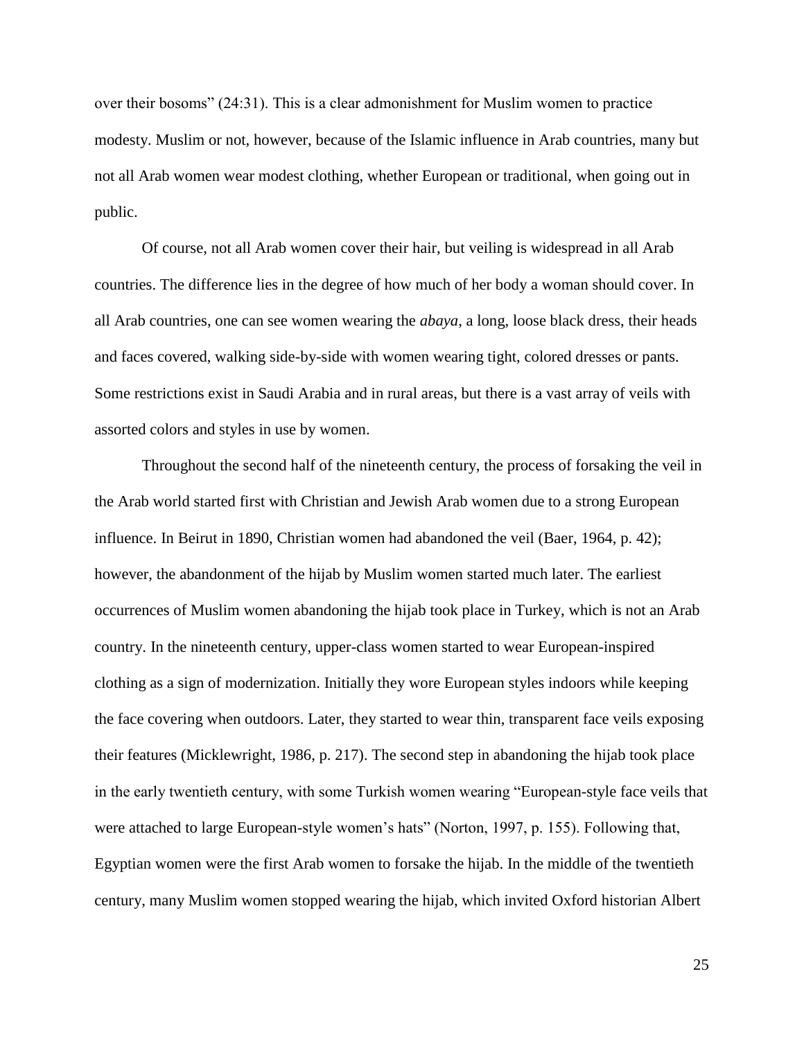over their bosoms" (24:31). This is a clear admonishment for Muslim women to practice modesty. Muslim or not, however, because of the Islamic influence in Arab countries, many but not all Arab women wear modest clothing, whether European or traditional, when going out in public.

Of course, not all Arab women cover their hair, but veiling is widespread in all Arab countries. The difference lies in the degree of how much of her body a woman should cover. In all Arab countries, one can see women wearing the *abaya*, a long, loose black dress, their heads and faces covered, walking side-by-side with women wearing tight, colored dresses or pants. Some restrictions exist in Saudi Arabia and in rural areas, but there is a vast array of veils with assorted colors and styles in use by women.

Throughout the second half of the nineteenth century, the process of forsaking the veil in the Arab world started first with Christian and Jewish Arab women due to a strong European influence. In Beirut in 1890, Christian women had abandoned the veil (Baer, 1964, p. 42); however, the abandonment of the hijab by Muslim women started much later. The earliest occurrences of Muslim women abandoning the hijab took place in Turkey, which is not an Arab country. In the nineteenth century, upper-class women started to wear European-inspired clothing as a sign of modernization. Initially they wore European styles indoors while keeping the face covering when outdoors. Later, they started to wear thin, transparent face veils exposing their features (Micklewright, 1986, p. 217). The second step in abandoning the hijab took place in the early twentieth century, with some Turkish women wearing "European-style face veils that were attached to large European-style women's hats" (Norton, 1997, p. 155). Following that, Egyptian women were the first Arab women to forsake the hijab. In the middle of the twentieth century, many Muslim women stopped wearing the hijab, which invited Oxford historian Albert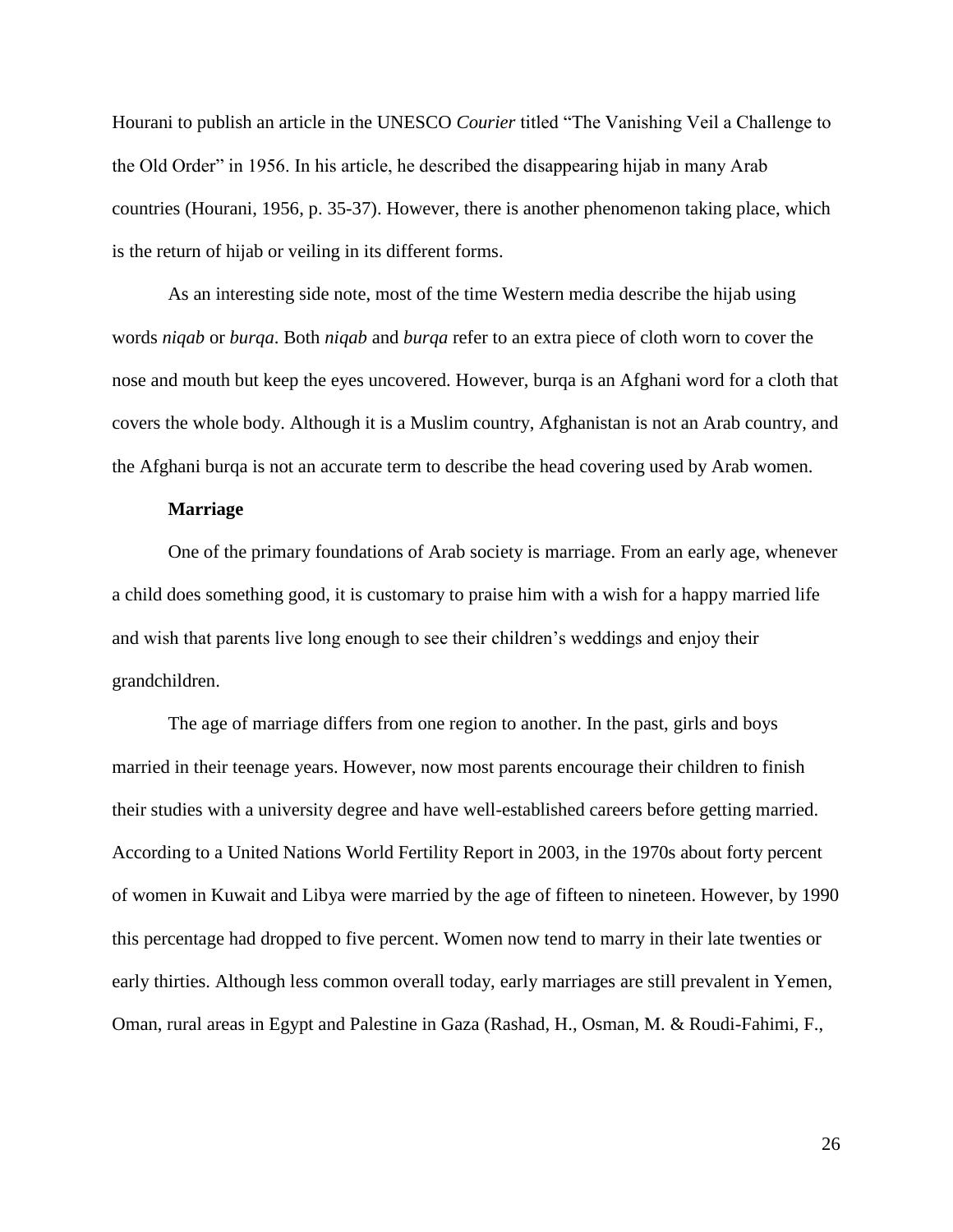Hourani to publish an article in the UNESCO *Courier* titled "The Vanishing Veil a Challenge to the Old Order" in 1956. In his article, he described the disappearing hijab in many Arab countries (Hourani, 1956, p. 35-37). However, there is another phenomenon taking place, which is the return of hijab or veiling in its different forms.

As an interesting side note, most of the time Western media describe the hijab using words *niqab* or *burqa*. Both *niqab* and *burqa* refer to an extra piece of cloth worn to cover the nose and mouth but keep the eyes uncovered. However, burqa is an Afghani word for a cloth that covers the whole body. Although it is a Muslim country, Afghanistan is not an Arab country, and the Afghani burqa is not an accurate term to describe the head covering used by Arab women.

**Marriage**

One of the primary foundations of Arab society is marriage. From an early age, whenever a child does something good, it is customary to praise him with a wish for a happy married life and wish that parents live long enough to see their children's weddings and enjoy their grandchildren.

The age of marriage differs from one region to another. In the past, girls and boys married in their teenage years. However, now most parents encourage their children to finish their studies with a university degree and have well-established careers before getting married. According to a United Nations World Fertility Report in 2003, in the 1970s about forty percent of women in Kuwait and Libya were married by the age of fifteen to nineteen. However, by 1990 this percentage had dropped to five percent. Women now tend to marry in their late twenties or early thirties. Although less common overall today, early marriages are still prevalent in Yemen, Oman, rural areas in Egypt and Palestine in Gaza (Rashad, H., Osman, M. & Roudi-Fahimi, F.,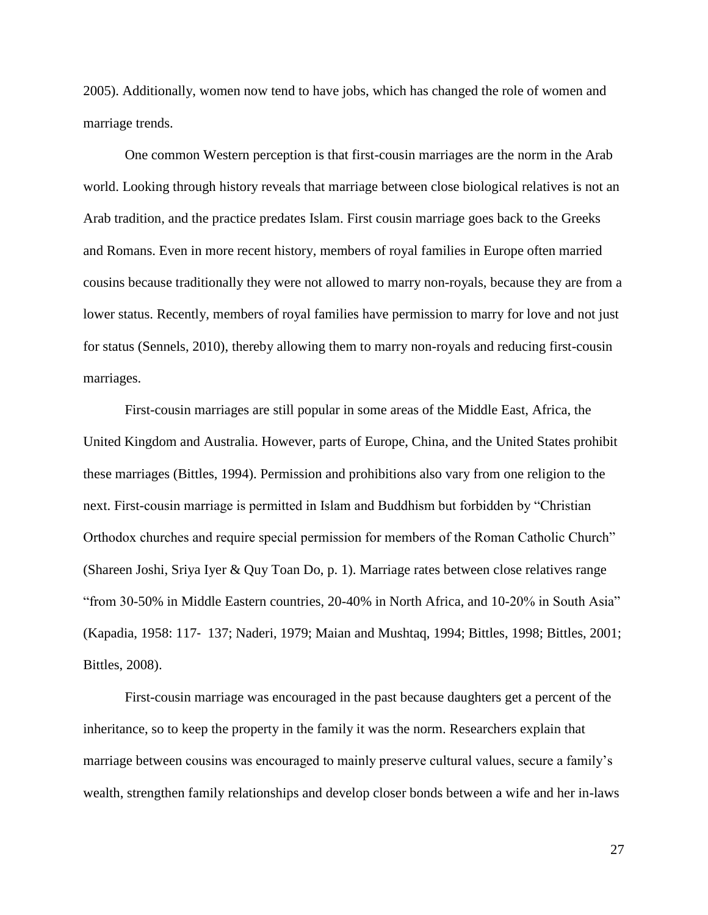2005). Additionally, women now tend to have jobs, which has changed the role of women and marriage trends.

One common Western perception is that first-cousin marriages are the norm in the Arab world. Looking through history reveals that marriage between close biological relatives is not an Arab tradition, and the practice predates Islam. First cousin marriage goes back to the Greeks and Romans. Even in more recent history, members of royal families in Europe often married cousins because traditionally they were not allowed to marry non-royals, because they are from a lower status. Recently, members of royal families have permission to marry for love and not just for status (Sennels, 2010), thereby allowing them to marry non-royals and reducing first-cousin marriages.

First-cousin marriages are still popular in some areas of the Middle East, Africa, the United Kingdom and Australia. However, parts of Europe, China, and the United States prohibit these marriages (Bittles, 1994). Permission and prohibitions also vary from one religion to the next. First-cousin marriage is permitted in Islam and Buddhism but forbidden by "Christian Orthodox churches and require special permission for members of the Roman Catholic Church" (Shareen Joshi, Sriya Iyer & Quy Toan Do, p. 1). Marriage rates between close relatives range "from 30-50% in Middle Eastern countries, 20-40% in North Africa, and 10-20% in South Asia" (Kapadia, 1958: 117- 137; Naderi, 1979; Maian and Mushtaq, 1994; Bittles, 1998; Bittles, 2001; Bittles, 2008).

First-cousin marriage was encouraged in the past because daughters get a percent of the inheritance, so to keep the property in the family it was the norm. Researchers explain that marriage between cousins was encouraged to mainly preserve cultural values, secure a family's wealth, strengthen family relationships and develop closer bonds between a wife and her in-laws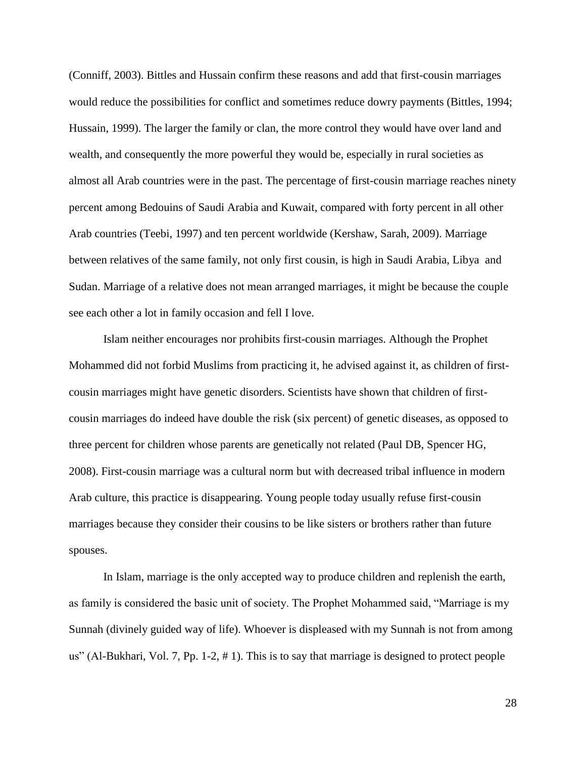(Conniff, 2003). Bittles and Hussain confirm these reasons and add that first-cousin marriages would reduce the possibilities for conflict and sometimes reduce dowry payments (Bittles, 1994; Hussain, 1999). The larger the family or clan, the more control they would have over land and wealth, and consequently the more powerful they would be, especially in rural societies as almost all Arab countries were in the past. The percentage of first-cousin marriage reaches ninety percent among Bedouins of Saudi Arabia and Kuwait, compared with forty percent in all other Arab countries (Teebi, 1997) and ten percent worldwide (Kershaw, Sarah, 2009). Marriage between relatives of the same family, not only first cousin, is high in Saudi Arabia, Libya and Sudan. Marriage of a relative does not mean arranged marriages, it might be because the couple see each other a lot in family occasion and fell I love.

Islam neither encourages nor prohibits first-cousin marriages. Although the Prophet Mohammed did not forbid Muslims from practicing it, he advised against it, as children of first-cousin marriages might have genetic disorders. Scientists have shown that children of first-cousin marriages do indeed have double the risk (six percent) of genetic diseases, as opposed to three percent for children whose parents are genetically not related (Paul DB, Spencer HG, 2008). First-cousin marriage was a cultural norm but with decreased tribal influence in modern Arab culture, this practice is disappearing. Young people today usually refuse first-cousin marriages because they consider their cousins to be like sisters or brothers rather than future spouses.

In Islam, marriage is the only accepted way to produce children and replenish the earth, as family is considered the basic unit of society. The Prophet Mohammed said, "Marriage is my Sunnah (divinely guided way of life). Whoever is displeased with my Sunnah is not from among us" (Al-Bukhari, Vol. 7, Pp. 1-2, # 1). This is to say that marriage is designed to protect people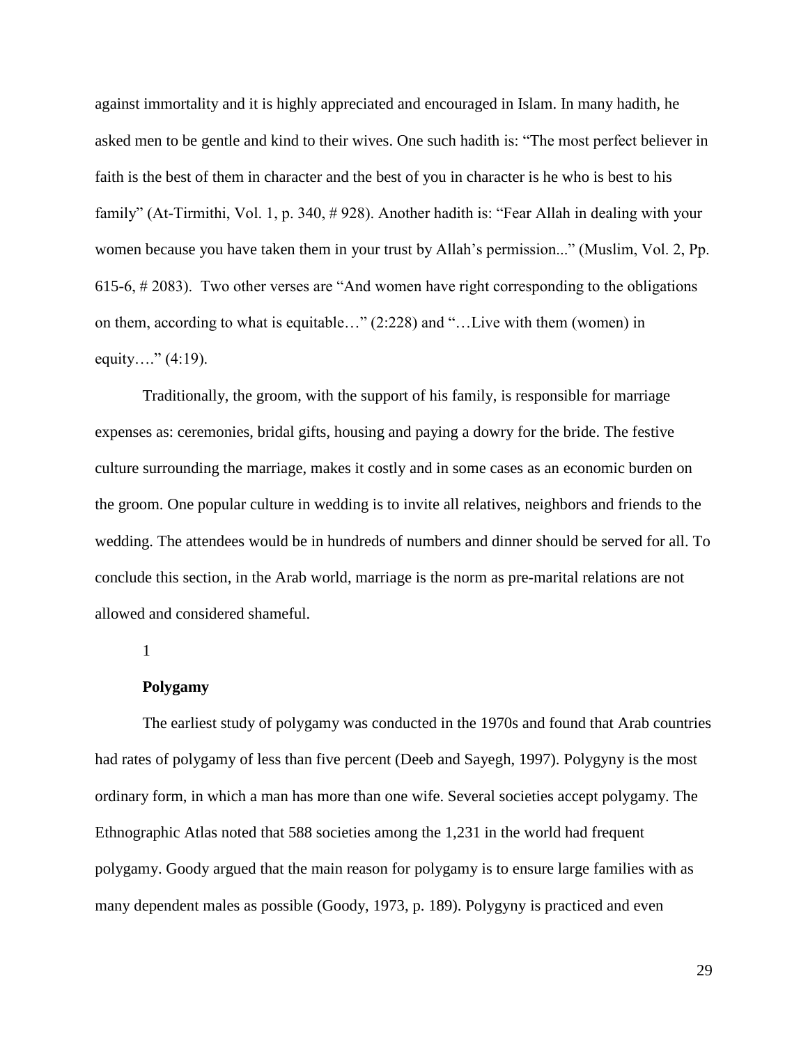against immortality and it is highly appreciated and encouraged in Islam. In many hadith, he asked men to be gentle and kind to their wives. One such hadith is: "The most perfect believer in faith is the best of them in character and the best of you in character is he who is best to his family" (At-Tirmithi, Vol. 1, p. 340, # 928). Another hadith is: "Fear Allah in dealing with your women because you have taken them in your trust by Allah's permission..." (Muslim, Vol. 2, Pp. 615-6, # 2083). Two other verses are "And women have right corresponding to the obligations on them, according to what is equitable…" (2:228) and "…Live with them (women) in equity…." (4:19).

Traditionally, the groom, with the support of his family, is responsible for marriage expenses as: ceremonies, bridal gifts, housing and paying a dowry for the bride. The festive culture surrounding the marriage, makes it costly and in some cases as an economic burden on the groom. One popular culture in wedding is to invite all relatives, neighbors and friends to the wedding. The attendees would be in hundreds of numbers and dinner should be served for all. To conclude this section, in the Arab world, marriage is the norm as pre-marital relations are not allowed and considered shameful.

1

**Polygamy**

The earliest study of polygamy was conducted in the 1970s and found that Arab countries had rates of polygamy of less than five percent (Deeb and Sayegh, 1997). Polygyny is the most ordinary form, in which a man has more than one wife. Several societies accept polygamy. The Ethnographic Atlas noted that 588 societies among the 1,231 in the world had frequent polygamy. Goody argued that the main reason for polygamy is to ensure large families with as many dependent males as possible (Goody, 1973, p. 189). Polygyny is practiced and even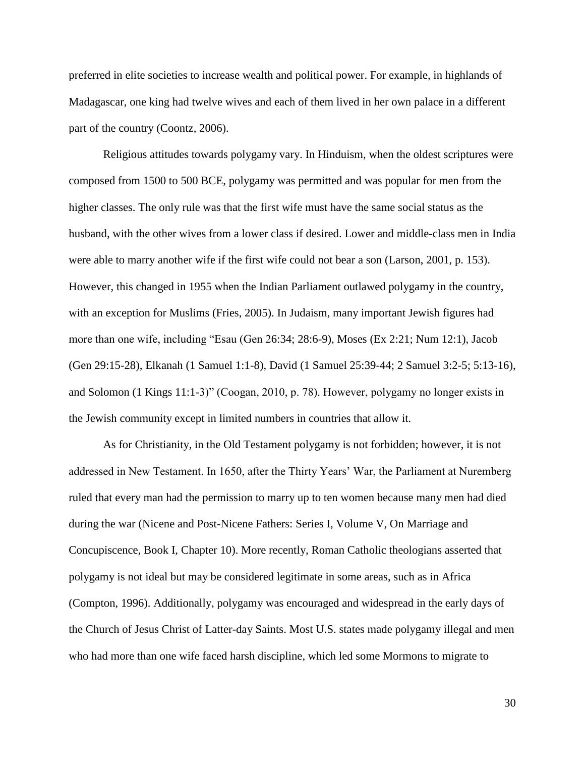preferred in elite societies to increase wealth and political power. For example, in highlands of Madagascar, one king had twelve wives and each of them lived in her own palace in a different part of the country (Coontz, 2006).

Religious attitudes towards polygamy vary. In Hinduism, when the oldest scriptures were composed from 1500 to 500 BCE, polygamy was permitted and was popular for men from the higher classes. The only rule was that the first wife must have the same social status as the husband, with the other wives from a lower class if desired. Lower and middle-class men in India were able to marry another wife if the first wife could not bear a son (Larson, 2001, p. 153). However, this changed in 1955 when the Indian Parliament outlawed polygamy in the country, with an exception for Muslims (Fries, 2005). In Judaism, many important Jewish figures had more than one wife, including "Esau (Gen 26:34; 28:6-9), Moses (Ex 2:21; Num 12:1), Jacob (Gen 29:15-28), Elkanah (1 Samuel 1:1-8), David (1 Samuel 25:39-44; 2 Samuel 3:2-5; 5:13-16), and Solomon (1 Kings 11:1-3)" (Coogan, 2010, p. 78). However, polygamy no longer exists in the Jewish community except in limited numbers in countries that allow it.

As for Christianity, in the Old Testament polygamy is not forbidden; however, it is not addressed in New Testament. In 1650, after the Thirty Years' War, the Parliament at Nuremberg ruled that every man had the permission to marry up to ten women because many men had died during the war (Nicene and Post-Nicene Fathers: Series I, Volume V, On Marriage and Concupiscence, Book I, Chapter 10). More recently, Roman Catholic theologians asserted that polygamy is not ideal but may be considered legitimate in some areas, such as in Africa (Compton, 1996). Additionally, polygamy was encouraged and widespread in the early days of the Church of Jesus Christ of Latter-day Saints. Most U.S. states made polygamy illegal and men who had more than one wife faced harsh discipline, which led some Mormons to migrate to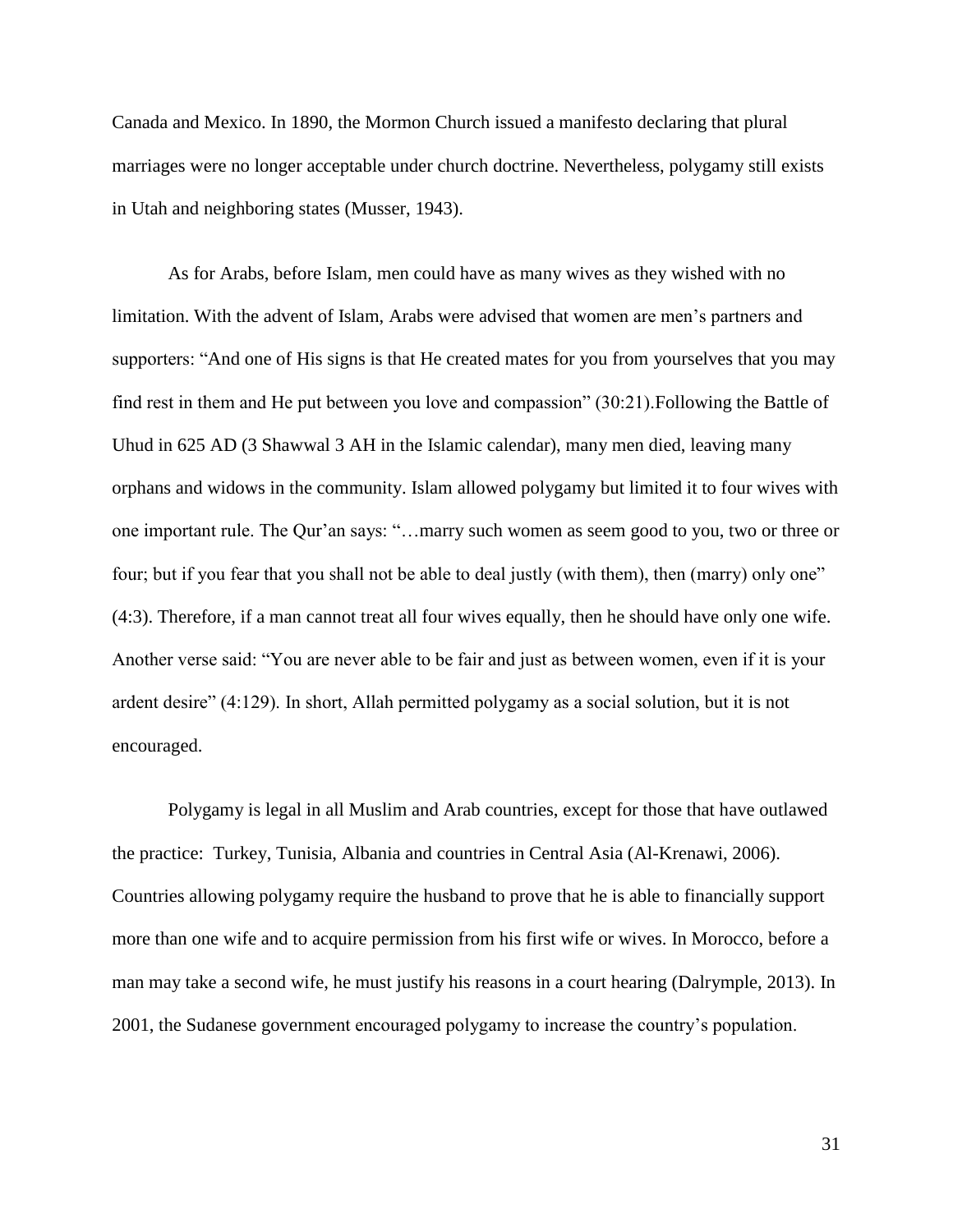Canada and Mexico. In 1890, the Mormon Church issued a manifesto declaring that plural marriages were no longer acceptable under church doctrine. Nevertheless, polygamy still exists in Utah and neighboring states (Musser, 1943).

As for Arabs, before Islam, men could have as many wives as they wished with no limitation. With the advent of Islam, Arabs were advised that women are men's partners and supporters: "And one of His signs is that He created mates for you from yourselves that you may find rest in them and He put between you love and compassion" (30:21).Following the Battle of Uhud in 625 AD (3 Shawwal 3 AH in the Islamic calendar), many men died, leaving many orphans and widows in the community. Islam allowed polygamy but limited it to four wives with one important rule. The Qur'an says: "…marry such women as seem good to you, two or three or four; but if you fear that you shall not be able to deal justly (with them), then (marry) only one" (4:3). Therefore, if a man cannot treat all four wives equally, then he should have only one wife. Another verse said: "You are never able to be fair and just as between women, even if it is your ardent desire" (4:129). In short, Allah permitted polygamy as a social solution, but it is not encouraged.

Polygamy is legal in all Muslim and Arab countries, except for those that have outlawed the practice: Turkey, Tunisia, Albania and countries in Central Asia (Al-Krenawi, 2006). Countries allowing polygamy require the husband to prove that he is able to financially support more than one wife and to acquire permission from his first wife or wives. In Morocco, before a man may take a second wife, he must justify his reasons in a court hearing (Dalrymple, 2013). In 2001, the Sudanese government encouraged polygamy to increase the country's population.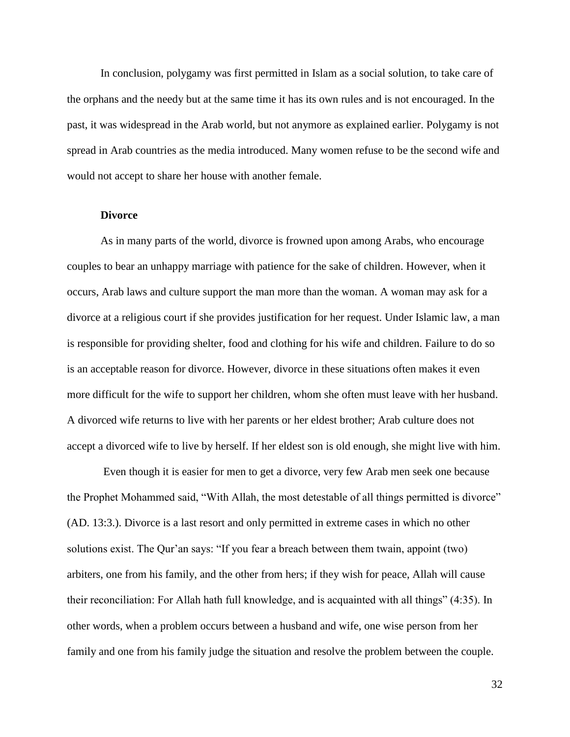In conclusion, polygamy was first permitted in Islam as a social solution, to take care of the orphans and the needy but at the same time it has its own rules and is not encouraged. In the past, it was widespread in the Arab world, but not anymore as explained earlier. Polygamy is not spread in Arab countries as the media introduced. Many women refuse to be the second wife and would not accept to share her house with another female.

### Divorce

As in many parts of the world, divorce is frowned upon among Arabs, who encourage couples to bear an unhappy marriage with patience for the sake of children. However, when it occurs, Arab laws and culture support the man more than the woman. A woman may ask for a divorce at a religious court if she provides justification for her request. Under Islamic law, a man is responsible for providing shelter, food and clothing for his wife and children. Failure to do so is an acceptable reason for divorce. However, divorce in these situations often makes it even more difficult for the wife to support her children, whom she often must leave with her husband. A divorced wife returns to live with her parents or her eldest brother; Arab culture does not accept a divorced wife to live by herself. If her eldest son is old enough, she might live with him.

Even though it is easier for men to get a divorce, very few Arab men seek one because the Prophet Mohammed said, "With Allah, the most detestable of all things permitted is divorce" (AD. 13:3.). Divorce is a last resort and only permitted in extreme cases in which no other solutions exist. The Qur'an says: "If you fear a breach between them twain, appoint (two) arbiters, one from his family, and the other from hers; if they wish for peace, Allah will cause their reconciliation: For Allah hath full knowledge, and is acquainted with all things" (4:35). In other words, when a problem occurs between a husband and wife, one wise person from her family and one from his family judge the situation and resolve the problem between the couple.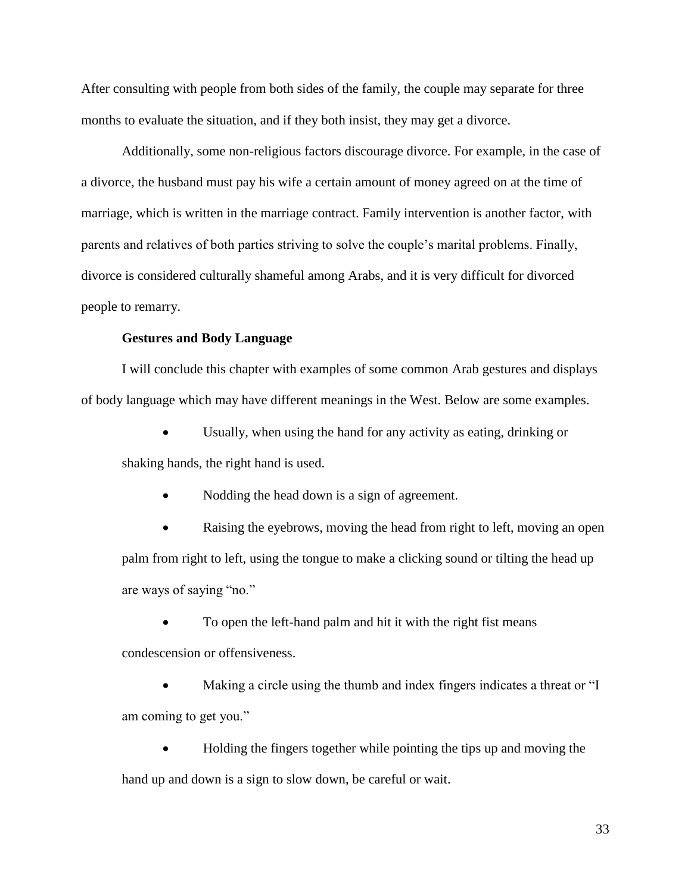After consulting with people from both sides of the family, the couple may separate for three months to evaluate the situation, and if they both insist, they may get a divorce.

Additionally, some non-religious factors discourage divorce. For example, in the case of a divorce, the husband must pay his wife a certain amount of money agreed on at the time of marriage, which is written in the marriage contract. Family intervention is another factor, with parents and relatives of both parties striving to solve the couple's marital problems. Finally, divorce is considered culturally shameful among Arabs, and it is very difficult for divorced people to remarry.

**Gestures and Body Language**

I will conclude this chapter with examples of some common Arab gestures and displays of body language which may have different meanings in the West. Below are some examples.

- Usually, when using the hand for any activity as eating, drinking or shaking hands, the right hand is used.
- Nodding the head down is a sign of agreement.
- Raising the eyebrows, moving the head from right to left, moving an open palm from right to left, using the tongue to make a clicking sound or tilting the head up are ways of saying "no."
- To open the left-hand palm and hit it with the right fist means condescension or offensiveness.
- Making a circle using the thumb and index fingers indicates a threat or "I am coming to get you."
- Holding the fingers together while pointing the tips up and moving the hand up and down is a sign to slow down, be careful or wait.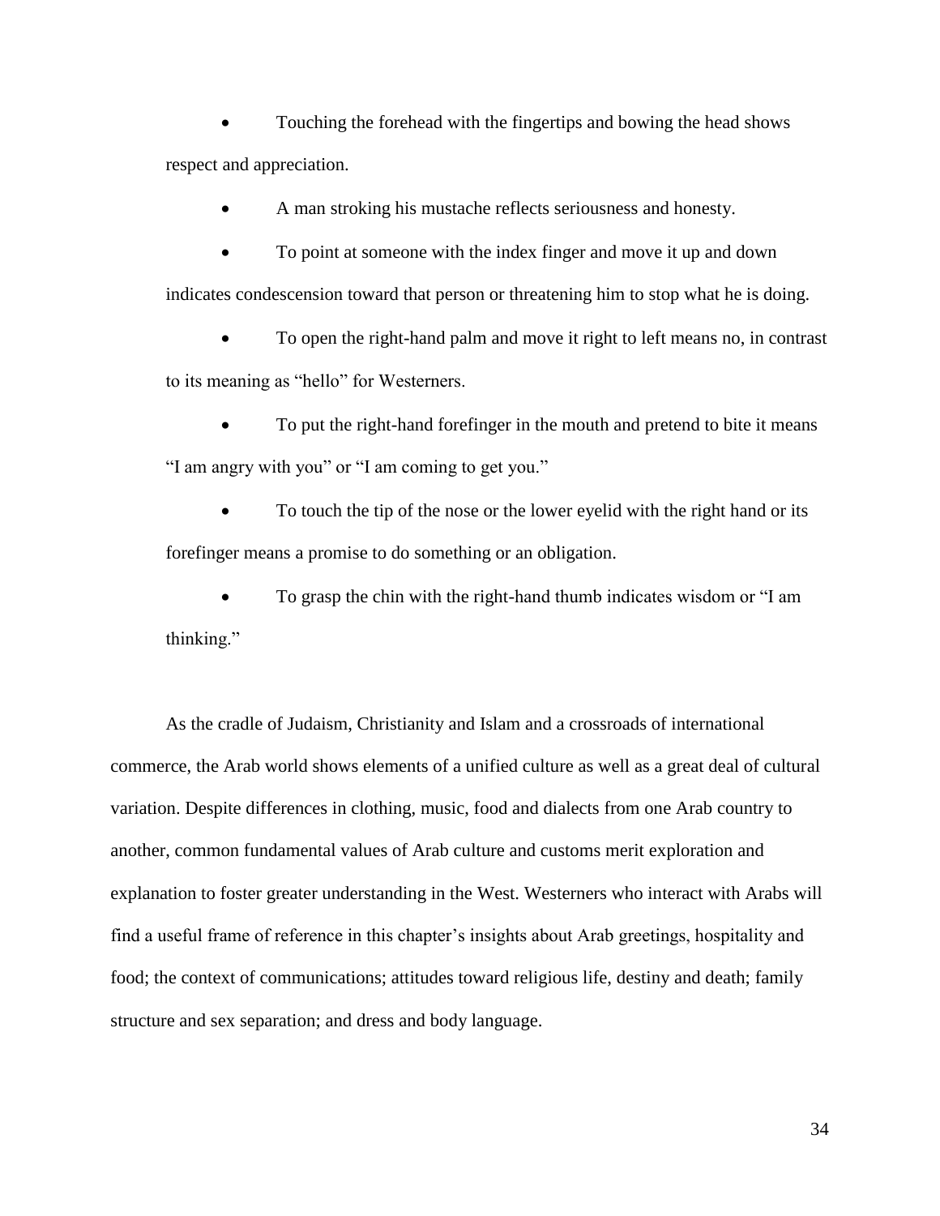- Touching the forehead with the fingertips and bowing the head shows respect and appreciation.
- A man stroking his mustache reflects seriousness and honesty.
- To point at someone with the index finger and move it up and down indicates condescension toward that person or threatening him to stop what he is doing.
- To open the right-hand palm and move it right to left means no, in contrast to its meaning as "hello" for Westerners.
- To put the right-hand forefinger in the mouth and pretend to bite it means "I am angry with you" or "I am coming to get you."
- To touch the tip of the nose or the lower eyelid with the right hand or its forefinger means a promise to do something or an obligation.
- To grasp the chin with the right-hand thumb indicates wisdom or "I am thinking."

As the cradle of Judaism, Christianity and Islam and a crossroads of international commerce, the Arab world shows elements of a unified culture as well as a great deal of cultural variation. Despite differences in clothing, music, food and dialects from one Arab country to another, common fundamental values of Arab culture and customs merit exploration and explanation to foster greater understanding in the West. Westerners who interact with Arabs will find a useful frame of reference in this chapter's insights about Arab greetings, hospitality and food; the context of communications; attitudes toward religious life, destiny and death; family structure and sex separation; and dress and body language.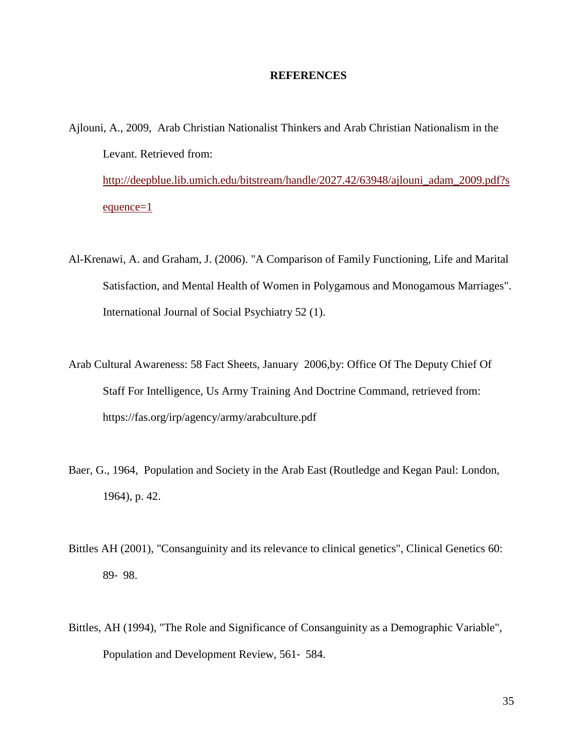## REFERENCES

Ajlouni, A., 2009, Arab Christian Nationalist Thinkers and Arab Christian Nationalism in the Levant. Retrieved from: [http://deepblue.lib.umich.edu/bitstream/handle/2027.42/63948/ajlouni_adam_2009.pdf?sequence=1](http://deepblue.lib.umich.edu/bitstream/handle/2027.42/63948/ajlouni_adam_2009.pdf?sequence=1)

Al-Krenawi, A. and Graham, J. (2006). "A Comparison of Family Functioning, Life and Marital Satisfaction, and Mental Health of Women in Polygamous and Monogamous Marriages". International Journal of Social Psychiatry 52 (1).

Arab Cultural Awareness: 58 Fact Sheets, January 2006,by: Office Of The Deputy Chief Of Staff For Intelligence, Us Army Training And Doctrine Command, retrieved from: https://fas.org/irp/agency/army/arabculture.pdf

Baer, G., 1964, Population and Society in the Arab East (Routledge and Kegan Paul: London, 1964), p. 42.

Bittles AH (2001), "Consanguinity and its relevance to clinical genetics", Clinical Genetics 60: 89- 98.

Bittles, AH (1994), "The Role and Significance of Consanguinity as a Demographic Variable", Population and Development Review, 561- 584.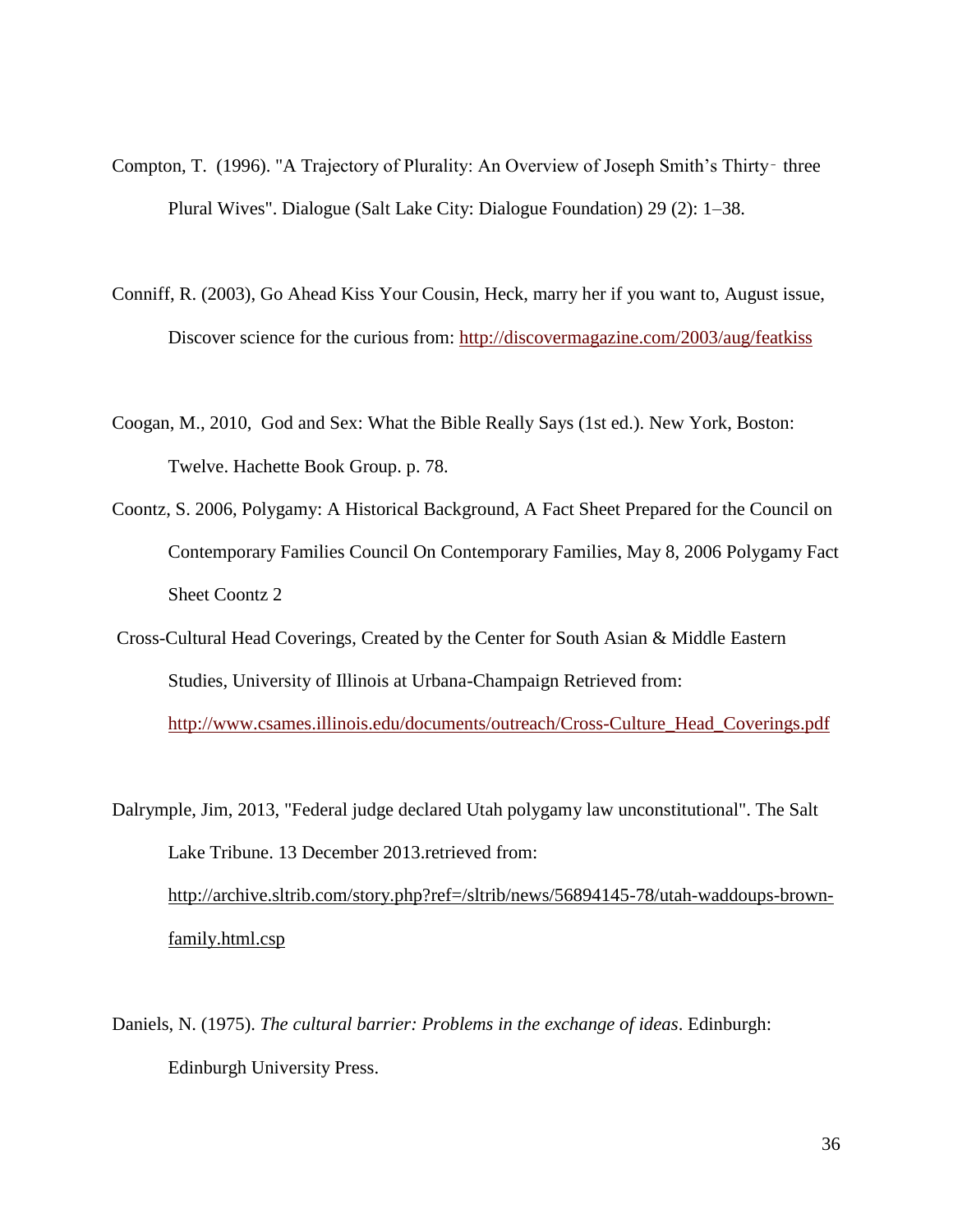Compton, T. (1996). "A Trajectory of Plurality: An Overview of Joseph Smith's Thirty‐ three Plural Wives". Dialogue (Salt Lake City: Dialogue Foundation) 29 (2): 1–38.

Conniff, R. (2003), Go Ahead Kiss Your Cousin, Heck, marry her if you want to, August issue, Discover science for the curious from: http://discovermagazine.com/2003/aug/featkiss

Coogan, M., 2010, God and Sex: What the Bible Really Says (1st ed.). New York, Boston: Twelve. Hachette Book Group. p. 78.

Coontz, S. 2006, Polygamy: A Historical Background, A Fact Sheet Prepared for the Council on Contemporary Families Council On Contemporary Families, May 8, 2006 Polygamy Fact Sheet Coontz 2

Cross-Cultural Head Coverings, Created by the Center for South Asian & Middle Eastern Studies, University of Illinois at Urbana-Champaign Retrieved from: http://www.csames.illinois.edu/documents/outreach/Cross-Culture_Head_Coverings.pdf

Dalrymple, Jim, 2013, "Federal judge declared Utah polygamy law unconstitutional". The Salt Lake Tribune. 13 December 2013.retrieved from: http://archive.sltrib.com/story.php?ref=/sltrib/news/56894145-78/utah-waddoups-brown-family.html.csp

Daniels, N. (1975). *The cultural barrier: Problems in the exchange of ideas*. Edinburgh: Edinburgh University Press.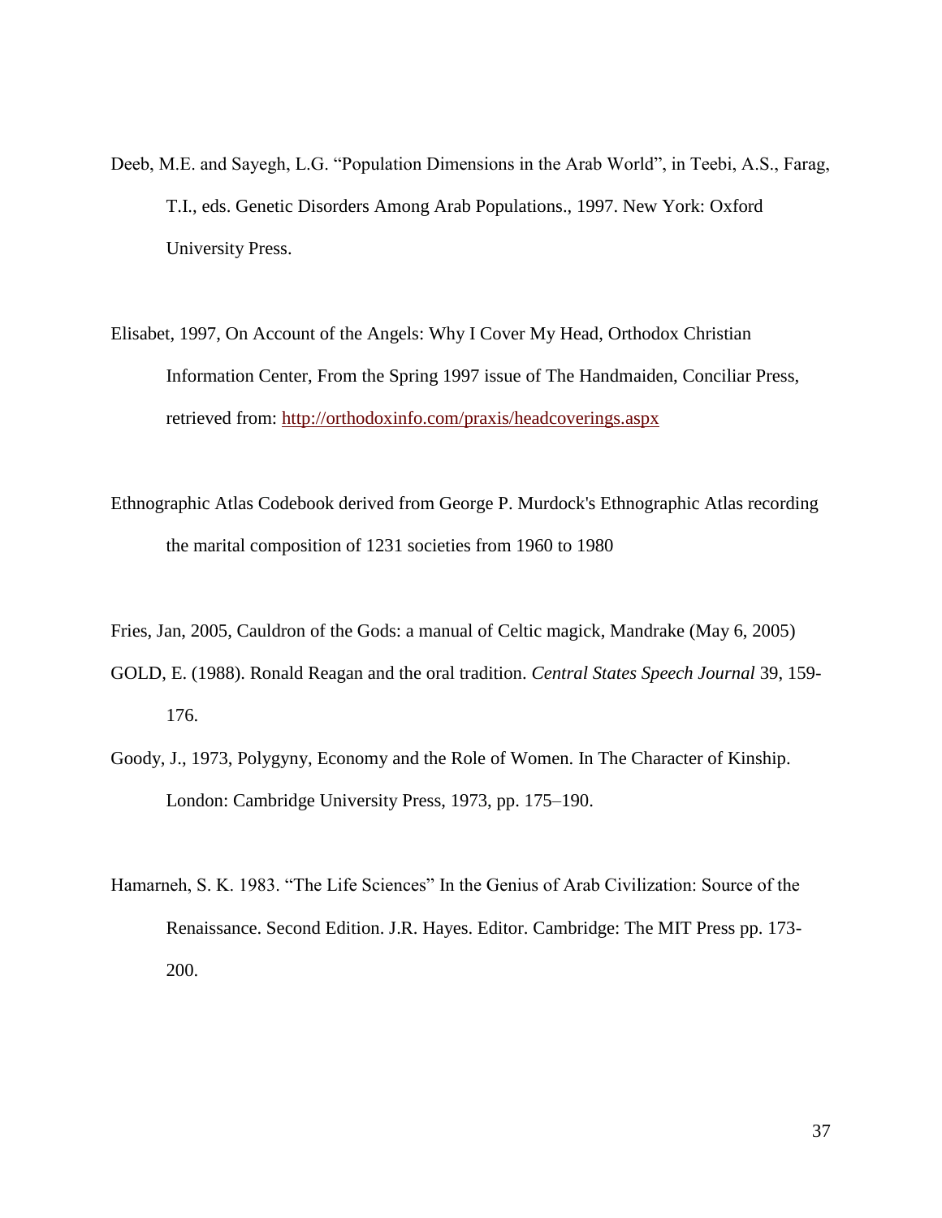Deeb, M.E. and Sayegh, L.G. "Population Dimensions in the Arab World", in Teebi, A.S., Farag, T.I., eds. Genetic Disorders Among Arab Populations., 1997. New York: Oxford University Press.

Elisabet, 1997, On Account of the Angels: Why I Cover My Head, Orthodox Christian Information Center, From the Spring 1997 issue of The Handmaiden, Conciliar Press, retrieved from: http://orthodoxinfo.com/praxis/headcoverings.aspx

Ethnographic Atlas Codebook derived from George P. Murdock's Ethnographic Atlas recording the marital composition of 1231 societies from 1960 to 1980

Fries, Jan, 2005, Cauldron of the Gods: a manual of Celtic magick, Mandrake (May 6, 2005)

GOLD, E. (1988). Ronald Reagan and the oral tradition. *Central States Speech Journal* 39, 159-176.

Goody, J., 1973, Polygyny, Economy and the Role of Women. In The Character of Kinship. London: Cambridge University Press, 1973, pp. 175–190.

Hamarneh, S. K. 1983. "The Life Sciences" In the Genius of Arab Civilization: Source of the Renaissance. Second Edition. J.R. Hayes. Editor. Cambridge: The MIT Press pp. 173-200.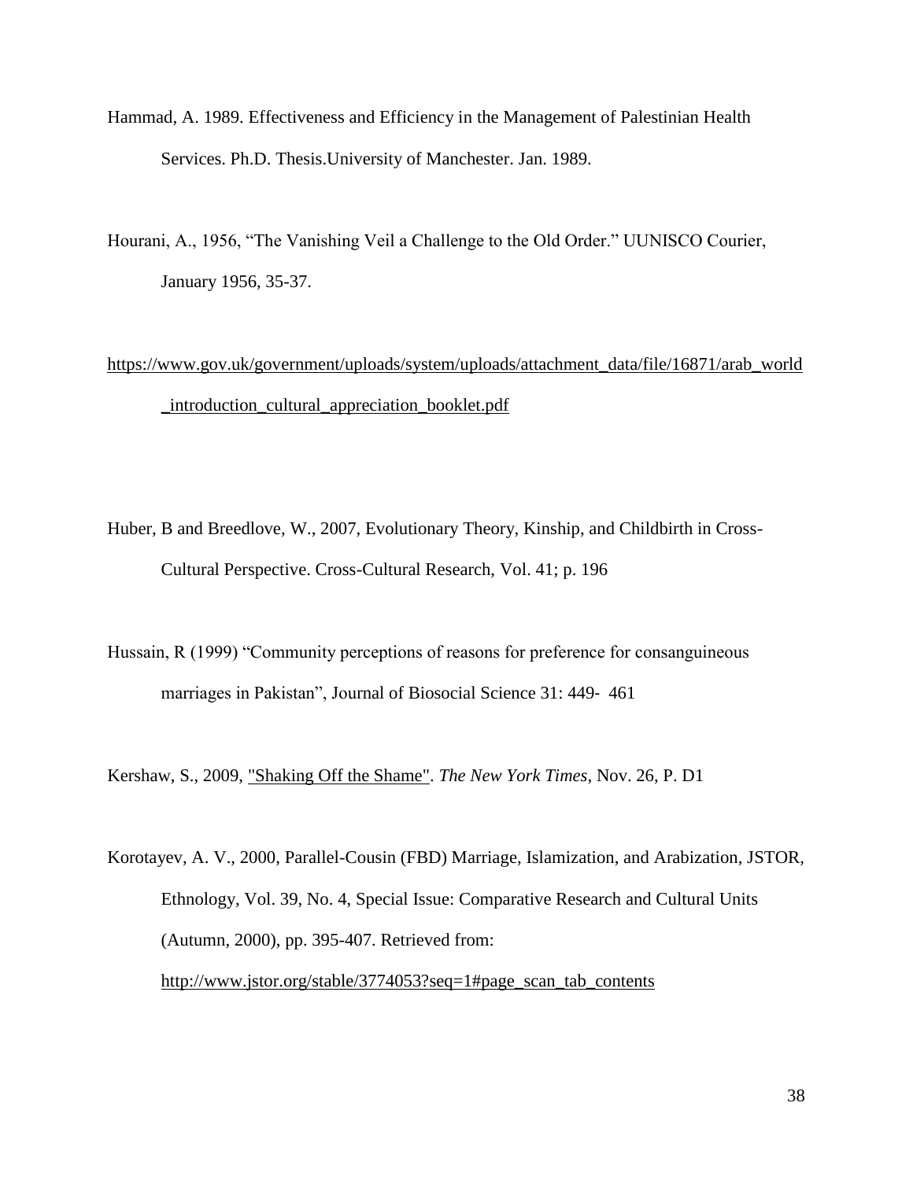Hammad, A. 1989. Effectiveness and Efficiency in the Management of Palestinian Health Services. Ph.D. Thesis.University of Manchester. Jan. 1989.

Hourani, A., 1956, “The Vanishing Veil a Challenge to the Old Order.” UUNISCO Courier, January 1956, 35-37.

https://www.gov.uk/government/uploads/system/uploads/attachment_data/file/16871/arab_world_introduction_cultural_appreciation_booklet.pdf

Huber, B and Breedlove, W., 2007, Evolutionary Theory, Kinship, and Childbirth in Cross-Cultural Perspective. Cross-Cultural Research, Vol. 41; p. 196

Hussain, R (1999) “Community perceptions of reasons for preference for consanguineous marriages in Pakistan”, Journal of Biosocial Science 31: 449- 461

Kershaw, S., 2009, "Shaking Off the Shame". *The New York Times*, Nov. 26, P. D1

Korotayev, A. V., 2000, Parallel-Cousin (FBD) Marriage, Islamization, and Arabization, JSTOR, Ethnology, Vol. 39, No. 4, Special Issue: Comparative Research and Cultural Units (Autumn, 2000), pp. 395-407. Retrieved from: http://www.jstor.org/stable/3774053?seq=1#page_scan_tab_contents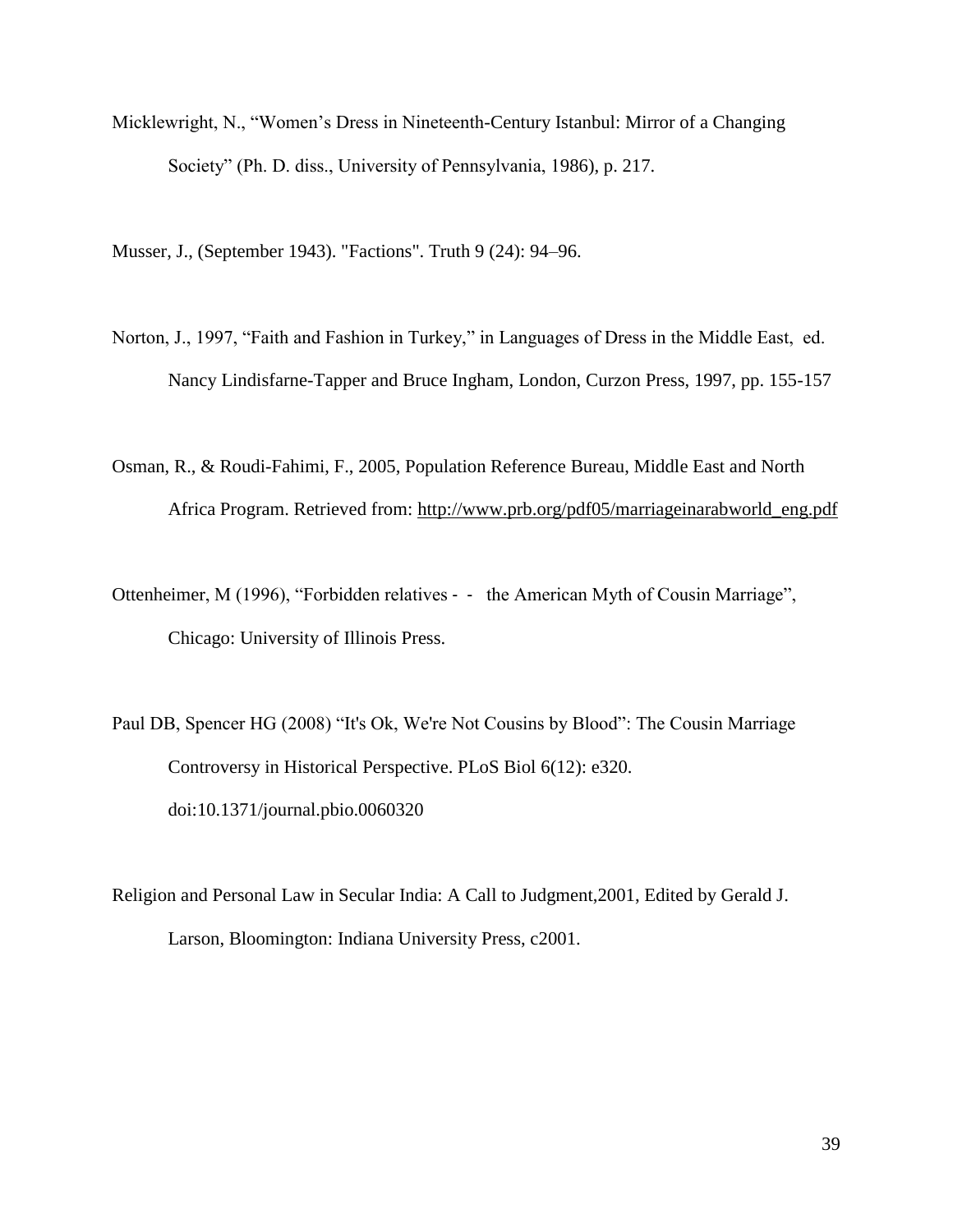Micklewright, N., "Women's Dress in Nineteenth-Century Istanbul: Mirror of a Changing Society" (Ph. D. diss., University of Pennsylvania, 1986), p. 217.

Musser, J., (September 1943). "Factions". Truth 9 (24): 94–96.

Norton, J., 1997, "Faith and Fashion in Turkey," in Languages of Dress in the Middle East, ed. Nancy Lindisfarne-Tapper and Bruce Ingham, London, Curzon Press, 1997, pp. 155-157

Osman, R., & Roudi-Fahimi, F., 2005, Population Reference Bureau, Middle East and North Africa Program. Retrieved from: http://www.prb.org/pdf05/marriageinarabworld_eng.pdf

Ottenheimer, M (1996), "Forbidden relatives - - the American Myth of Cousin Marriage", Chicago: University of Illinois Press.

Paul DB, Spencer HG (2008) "It's Ok, We're Not Cousins by Blood": The Cousin Marriage Controversy in Historical Perspective. PLoS Biol 6(12): e320. doi:10.1371/journal.pbio.0060320

Religion and Personal Law in Secular India: A Call to Judgment,2001, Edited by Gerald J. Larson, Bloomington: Indiana University Press, c2001.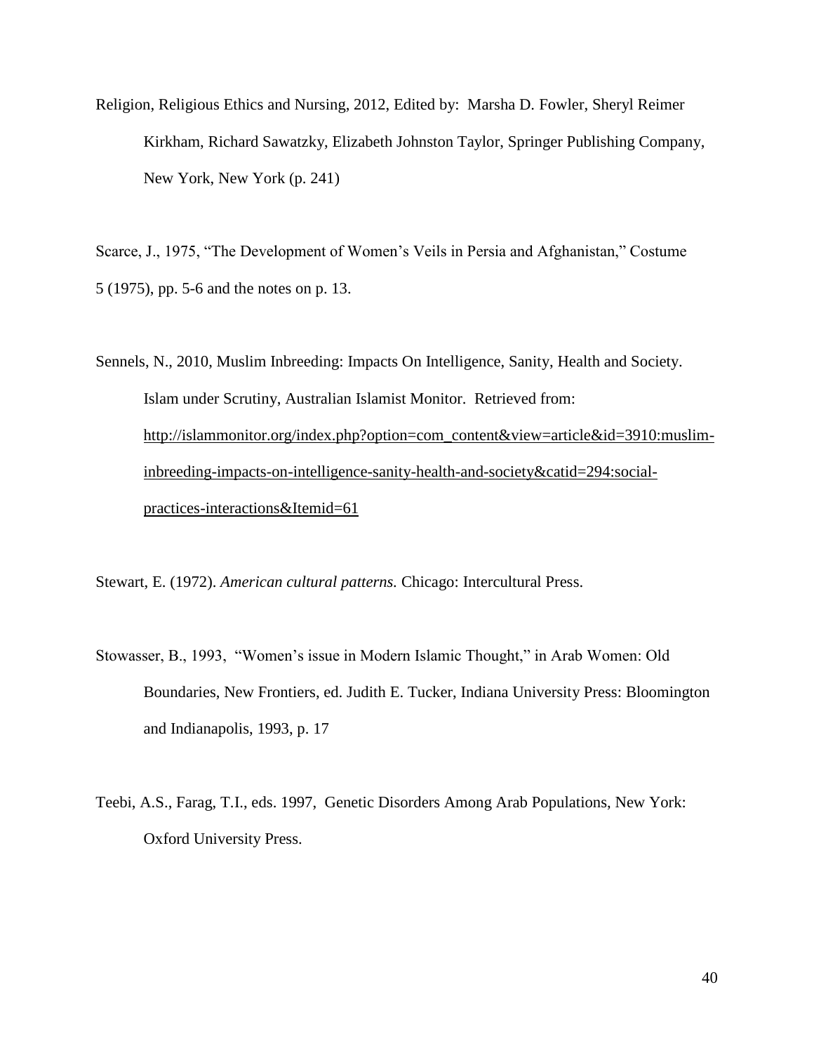Religion, Religious Ethics and Nursing, 2012, Edited by: Marsha D. Fowler, Sheryl Reimer Kirkham, Richard Sawatzky, Elizabeth Johnston Taylor, Springer Publishing Company, New York, New York (p. 241)

Scarce, J., 1975, "The Development of Women's Veils in Persia and Afghanistan," Costume 5 (1975), pp. 5-6 and the notes on p. 13.

Sennels, N., 2010, Muslim Inbreeding: Impacts On Intelligence, Sanity, Health and Society. Islam under Scrutiny, Australian Islamist Monitor. Retrieved from: http://islammonitor.org/index.php?option=com_content&view=article&id=3910:muslim-inbreeding-impacts-on-intelligence-sanity-health-and-society&catid=294:social-practices-interactions&Itemid=61

Stewart, E. (1972). *American cultural patterns.* Chicago: Intercultural Press.

Stowasser, B., 1993, "Women's issue in Modern Islamic Thought," in Arab Women: Old Boundaries, New Frontiers, ed. Judith E. Tucker, Indiana University Press: Bloomington and Indianapolis, 1993, p. 17

Teebi, A.S., Farag, T.I., eds. 1997, Genetic Disorders Among Arab Populations, New York: Oxford University Press.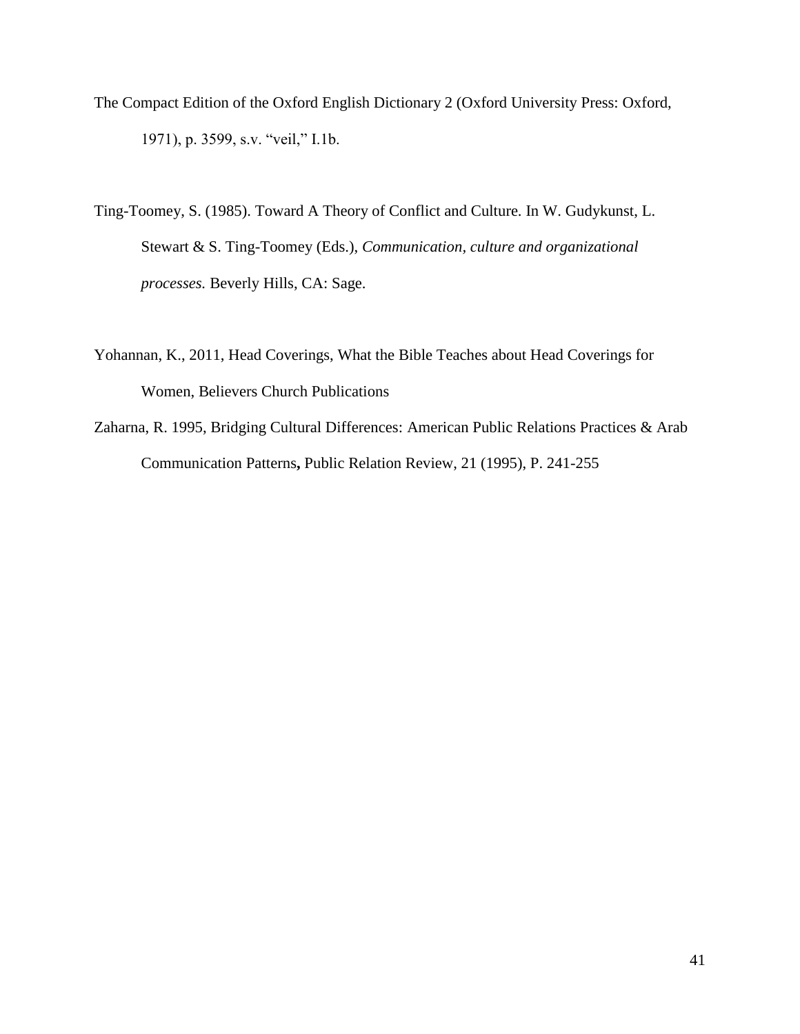The Compact Edition of the Oxford English Dictionary 2 (Oxford University Press: Oxford, 1971), p. 3599, s.v. "veil," I.1b.

Ting-Toomey, S. (1985). Toward A Theory of Conflict and Culture. In W. Gudykunst, L. Stewart & S. Ting-Toomey (Eds.), *Communication, culture and organizational processes.* Beverly Hills, CA: Sage.

Yohannan, K., 2011, Head Coverings, What the Bible Teaches about Head Coverings for Women, Believers Church Publications

Zaharna, R. 1995, Bridging Cultural Differences: American Public Relations Practices & Arab Communication Patterns**,** Public Relation Review, 21 (1995), P. 241-255